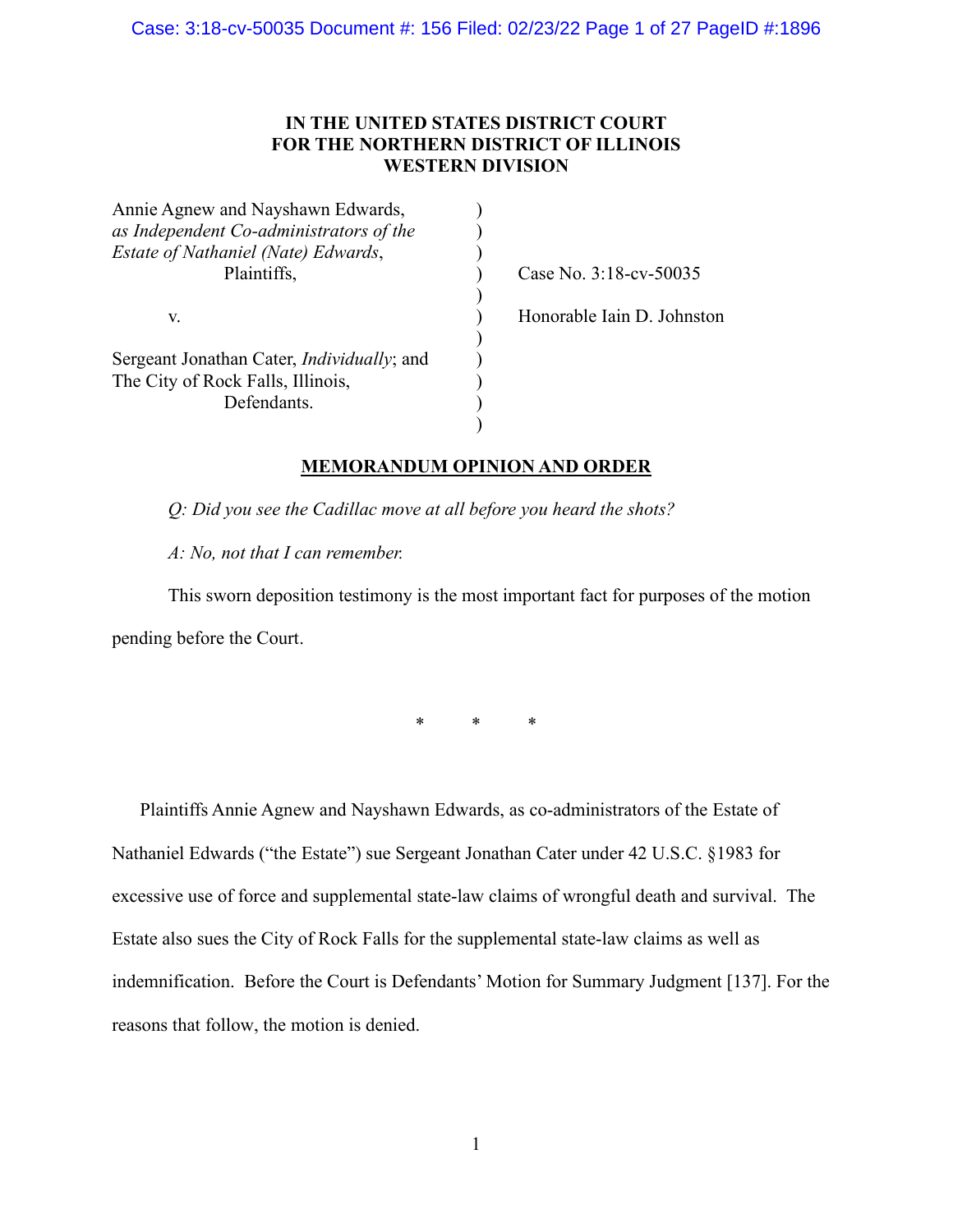**IN THE UNITED STATES DISTRICT COURT**
**FOR THE NORTHERN DISTRICT OF ILLINOIS**
**WESTERN DIVISION**

| | | |
|---|---|---|
| Annie Agnew and Nayshawn Edwards, *as Independent Co-administrators of the Estate of Nathaniel (Nate) Edwards*, Plaintiffs, | ) | Case No. 3:18-cv-50035 |
| v. | ) | Honorable Iain D. Johnston |
| Sergeant Jonathan Cater, *Individually*; and The City of Rock Falls, Illinois, Defendants. | ) | |

## MEMORANDUM OPINION AND ORDER

*Q: Did you see the Cadillac move at all before you heard the shots?*

*A: No, not that I can remember.*

This sworn deposition testimony is the most important fact for purposes of the motion pending before the Court.

\* \* \*

Plaintiffs Annie Agnew and Nayshawn Edwards, as co-administrators of the Estate of Nathaniel Edwards ("the Estate") sue Sergeant Jonathan Cater under 42 U.S.C. §1983 for excessive use of force and supplemental state-law claims of wrongful death and survival. The Estate also sues the City of Rock Falls for the supplemental state-law claims as well as indemnification. Before the Court is Defendants' Motion for Summary Judgment [137]. For the reasons that follow, the motion is denied.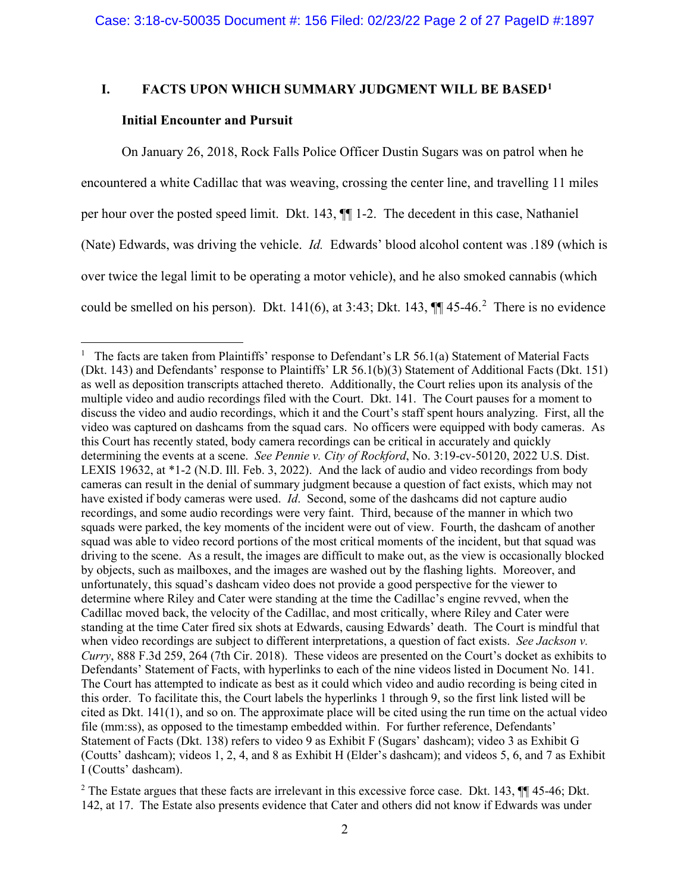## I. FACTS UPON WHICH SUMMARY JUDGMENT WILL BE BASED[1]

### Initial Encounter and Pursuit

On January 26, 2018, Rock Falls Police Officer Dustin Sugars was on patrol when he encountered a white Cadillac that was weaving, crossing the center line, and travelling 11 miles per hour over the posted speed limit. Dkt. 143, ¶¶ 1-2. The decedent in this case, Nathaniel (Nate) Edwards, was driving the vehicle. *Id.* Edwards' blood alcohol content was .189 (which is over twice the legal limit to be operating a motor vehicle), and he also smoked cannabis (which could be smelled on his person). Dkt. 141(6), at 3:43; Dkt. 143, ¶¶ 45-46.[2] There is no evidence

---

[1] The facts are taken from Plaintiffs' response to Defendant's LR 56.1(a) Statement of Material Facts (Dkt. 143) and Defendants' response to Plaintiffs' LR 56.1(b)(3) Statement of Additional Facts (Dkt. 151) as well as deposition transcripts attached thereto. Additionally, the Court relies upon its analysis of the multiple video and audio recordings filed with the Court. Dkt. 141. The Court pauses for a moment to discuss the video and audio recordings, which it and the Court's staff spent hours analyzing. First, all the video was captured on dashcams from the squad cars. No officers were equipped with body cameras. As this Court has recently stated, body camera recordings can be critical in accurately and quickly determining the events at a scene. *See Pennie v. City of Rockford*, No. 3:19-cv-50120, 2022 U.S. Dist. LEXIS 19632, at *1-2 (N.D. Ill. Feb. 3, 2022). And the lack of audio and video recordings from body cameras can result in the denial of summary judgment because a question of fact exists, which may not have existed if body cameras were used. *Id*. Second, some of the dashcams did not capture audio recordings, and some audio recordings were very faint. Third, because of the manner in which two squads were parked, the key moments of the incident were out of view. Fourth, the dashcam of another squad was able to video record portions of the most critical moments of the incident, but that squad was driving to the scene. As a result, the images are difficult to make out, as the view is occasionally blocked by objects, such as mailboxes, and the images are washed out by the flashing lights. Moreover, and unfortunately, this squad's dashcam video does not provide a good perspective for the viewer to determine where Riley and Cater were standing at the time the Cadillac's engine revved, when the Cadillac moved back, the velocity of the Cadillac, and most critically, where Riley and Cater were standing at the time Cater fired six shots at Edwards, causing Edwards' death. The Court is mindful that when video recordings are subject to different interpretations, a question of fact exists. *See Jackson v. Curry*, 888 F.3d 259, 264 (7th Cir. 2018). These videos are presented on the Court's docket as exhibits to Defendants' Statement of Facts, with hyperlinks to each of the nine videos listed in Document No. 141. The Court has attempted to indicate as best as it could which video and audio recording is being cited in this order. To facilitate this, the Court labels the hyperlinks 1 through 9, so the first link listed will be cited as Dkt. 141(1), and so on. The approximate place will be cited using the run time on the actual video file (mm:ss), as opposed to the timestamp embedded within. For further reference, Defendants' Statement of Facts (Dkt. 138) refers to video 9 as Exhibit F (Sugars' dashcam); video 3 as Exhibit G (Coutts' dashcam); videos 1, 2, 4, and 8 as Exhibit H (Elder's dashcam); and videos 5, 6, and 7 as Exhibit I (Coutts' dashcam).

[2] The Estate argues that these facts are irrelevant in this excessive force case. Dkt. 143, ¶¶ 45-46; Dkt. 142, at 17. The Estate also presents evidence that Cater and others did not know if Edwards was under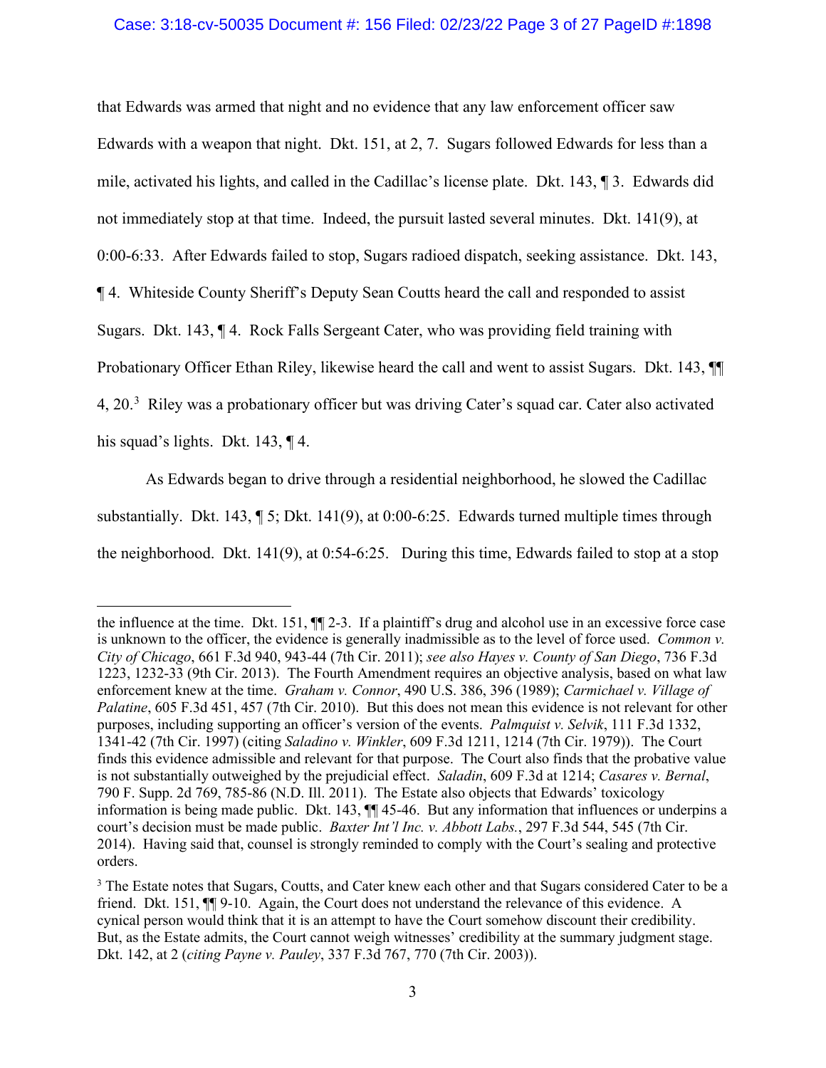that Edwards was armed that night and no evidence that any law enforcement officer saw Edwards with a weapon that night. Dkt. 151, at 2, 7. Sugars followed Edwards for less than a mile, activated his lights, and called in the Cadillac's license plate. Dkt. 143, ¶ 3. Edwards did not immediately stop at that time. Indeed, the pursuit lasted several minutes. Dkt. 141(9), at 0:00-6:33. After Edwards failed to stop, Sugars radioed dispatch, seeking assistance. Dkt. 143, ¶ 4. Whiteside County Sheriff's Deputy Sean Coutts heard the call and responded to assist Sugars. Dkt. 143, ¶ 4. Rock Falls Sergeant Cater, who was providing field training with Probationary Officer Ethan Riley, likewise heard the call and went to assist Sugars. Dkt. 143, ¶¶ 4, 20.[3] Riley was a probationary officer but was driving Cater's squad car. Cater also activated his squad's lights. Dkt. 143, ¶ 4.

As Edwards began to drive through a residential neighborhood, he slowed the Cadillac substantially. Dkt. 143, ¶ 5; Dkt. 141(9), at 0:00-6:25. Edwards turned multiple times through the neighborhood. Dkt. 141(9), at 0:54-6:25. During this time, Edwards failed to stop at a stop

---

the influence at the time. Dkt. 151, ¶¶ 2-3. If a plaintiff's drug and alcohol use in an excessive force case is unknown to the officer, the evidence is generally inadmissible as to the level of force used. *Common v. City of Chicago*, 661 F.3d 940, 943-44 (7th Cir. 2011); *see also Hayes v. County of San Diego*, 736 F.3d 1223, 1232-33 (9th Cir. 2013). The Fourth Amendment requires an objective analysis, based on what law enforcement knew at the time. *Graham v. Connor*, 490 U.S. 386, 396 (1989); *Carmichael v. Village of Palatine*, 605 F.3d 451, 457 (7th Cir. 2010). But this does not mean this evidence is not relevant for other purposes, including supporting an officer's version of the events. *Palmquist v. Selvik*, 111 F.3d 1332, 1341-42 (7th Cir. 1997) (citing *Saladino v. Winkler*, 609 F.3d 1211, 1214 (7th Cir. 1979)). The Court finds this evidence admissible and relevant for that purpose. The Court also finds that the probative value is not substantially outweighed by the prejudicial effect. *Saladin*, 609 F.3d at 1214; *Casares v. Bernal*, 790 F. Supp. 2d 769, 785-86 (N.D. Ill. 2011). The Estate also objects that Edwards' toxicology information is being made public. Dkt. 143, ¶¶ 45-46. But any information that influences or underpins a court's decision must be made public. *Baxter Int'l Inc. v. Abbott Labs.*, 297 F.3d 544, 545 (7th Cir. 2014). Having said that, counsel is strongly reminded to comply with the Court's sealing and protective orders.

[3] The Estate notes that Sugars, Coutts, and Cater knew each other and that Sugars considered Cater to be a friend. Dkt. 151, ¶¶ 9-10. Again, the Court does not understand the relevance of this evidence. A cynical person would think that it is an attempt to have the Court somehow discount their credibility. But, as the Estate admits, the Court cannot weigh witnesses' credibility at the summary judgment stage. Dkt. 142, at 2 (*citing Payne v. Pauley*, 337 F.3d 767, 770 (7th Cir. 2003)).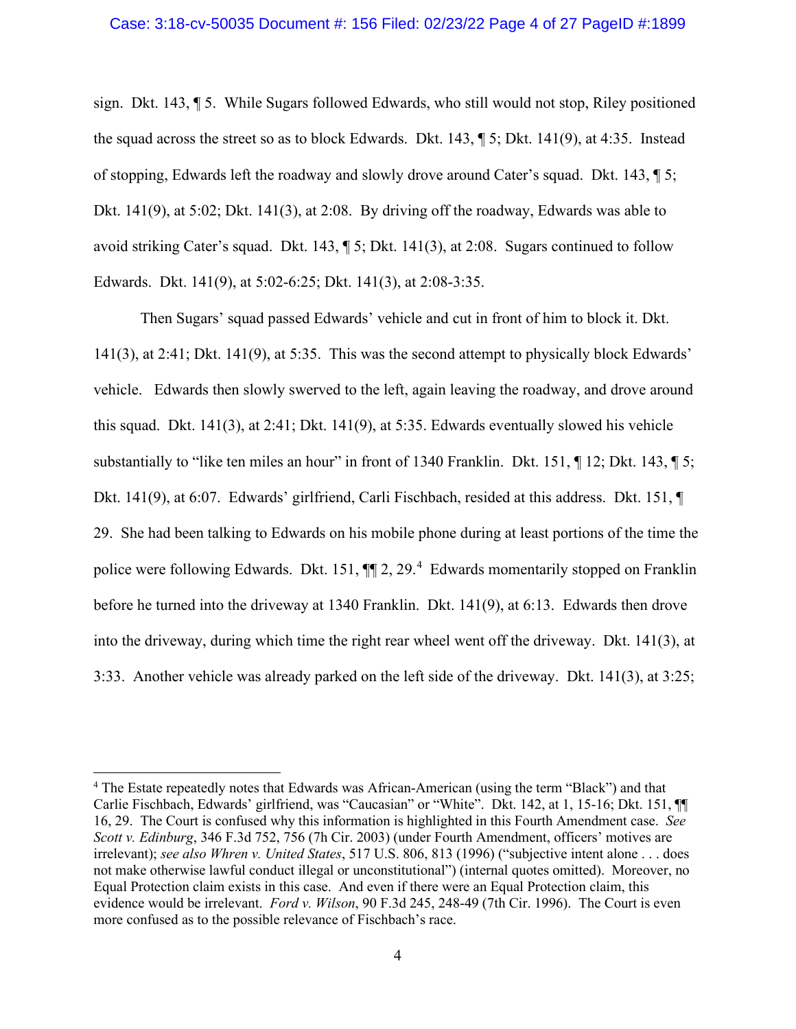sign. Dkt. 143, ¶ 5. While Sugars followed Edwards, who still would not stop, Riley positioned the squad across the street so as to block Edwards. Dkt. 143, ¶ 5; Dkt. 141(9), at 4:35. Instead of stopping, Edwards left the roadway and slowly drove around Cater's squad. Dkt. 143, ¶ 5; Dkt. 141(9), at 5:02; Dkt. 141(3), at 2:08. By driving off the roadway, Edwards was able to avoid striking Cater's squad. Dkt. 143, ¶ 5; Dkt. 141(3), at 2:08. Sugars continued to follow Edwards. Dkt. 141(9), at 5:02-6:25; Dkt. 141(3), at 2:08-3:35.

Then Sugars' squad passed Edwards' vehicle and cut in front of him to block it. Dkt. 141(3), at 2:41; Dkt. 141(9), at 5:35. This was the second attempt to physically block Edwards' vehicle. Edwards then slowly swerved to the left, again leaving the roadway, and drove around this squad. Dkt. 141(3), at 2:41; Dkt. 141(9), at 5:35. Edwards eventually slowed his vehicle substantially to "like ten miles an hour" in front of 1340 Franklin. Dkt. 151, ¶ 12; Dkt. 143, ¶ 5; Dkt. 141(9), at 6:07. Edwards' girlfriend, Carli Fischbach, resided at this address. Dkt. 151, ¶ 29. She had been talking to Edwards on his mobile phone during at least portions of the time the police were following Edwards. Dkt. 151, ¶¶ 2, 29.[4] Edwards momentarily stopped on Franklin before he turned into the driveway at 1340 Franklin. Dkt. 141(9), at 6:13. Edwards then drove into the driveway, during which time the right rear wheel went off the driveway. Dkt. 141(3), at 3:33. Another vehicle was already parked on the left side of the driveway. Dkt. 141(3), at 3:25;

---

[4] The Estate repeatedly notes that Edwards was African-American (using the term "Black") and that Carlie Fischbach, Edwards' girlfriend, was "Caucasian" or "White". Dkt. 142, at 1, 15-16; Dkt. 151, ¶¶ 16, 29. The Court is confused why this information is highlighted in this Fourth Amendment case. *See Scott v. Edinburg*, 346 F.3d 752, 756 (7h Cir. 2003) (under Fourth Amendment, officers' motives are irrelevant); *see also Whren v. United States*, 517 U.S. 806, 813 (1996) ("subjective intent alone . . . does not make otherwise lawful conduct illegal or unconstitutional") (internal quotes omitted). Moreover, no Equal Protection claim exists in this case. And even if there were an Equal Protection claim, this evidence would be irrelevant. *Ford v. Wilson*, 90 F.3d 245, 248-49 (7th Cir. 1996). The Court is even more confused as to the possible relevance of Fischbach's race.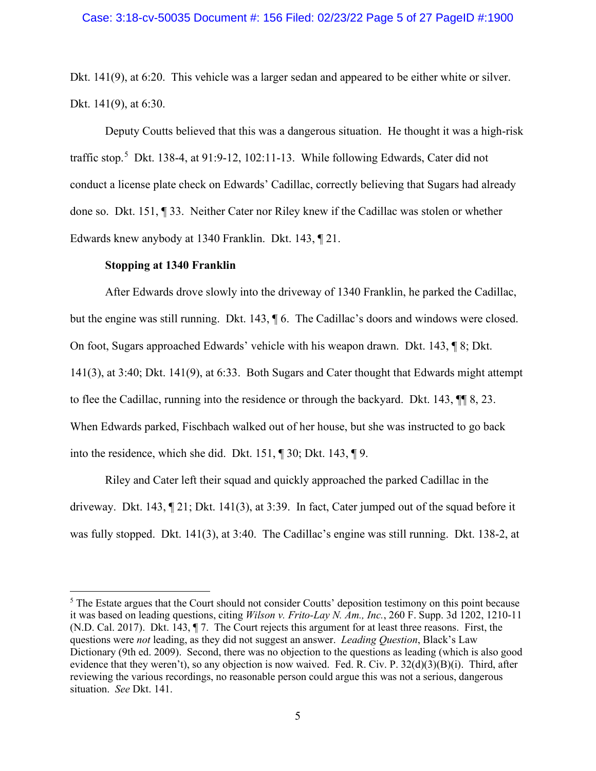Dkt. 141(9), at 6:20. This vehicle was a larger sedan and appeared to be either white or silver. Dkt. 141(9), at 6:30.

Deputy Coutts believed that this was a dangerous situation. He thought it was a high-risk traffic stop.[5] Dkt. 138-4, at 91:9-12, 102:11-13. While following Edwards, Cater did not conduct a license plate check on Edwards' Cadillac, correctly believing that Sugars had already done so. Dkt. 151, ¶ 33. Neither Cater nor Riley knew if the Cadillac was stolen or whether Edwards knew anybody at 1340 Franklin. Dkt. 143, ¶ 21.

**Stopping at 1340 Franklin**

After Edwards drove slowly into the driveway of 1340 Franklin, he parked the Cadillac, but the engine was still running. Dkt. 143, ¶ 6. The Cadillac's doors and windows were closed. On foot, Sugars approached Edwards' vehicle with his weapon drawn. Dkt. 143, ¶ 8; Dkt. 141(3), at 3:40; Dkt. 141(9), at 6:33. Both Sugars and Cater thought that Edwards might attempt to flee the Cadillac, running into the residence or through the backyard. Dkt. 143, ¶¶ 8, 23. When Edwards parked, Fischbach walked out of her house, but she was instructed to go back into the residence, which she did. Dkt. 151, ¶ 30; Dkt. 143, ¶ 9.

Riley and Cater left their squad and quickly approached the parked Cadillac in the driveway. Dkt. 143, ¶ 21; Dkt. 141(3), at 3:39. In fact, Cater jumped out of the squad before it was fully stopped. Dkt. 141(3), at 3:40. The Cadillac's engine was still running. Dkt. 138-2, at

---

[5] The Estate argues that the Court should not consider Coutts' deposition testimony on this point because it was based on leading questions, citing *Wilson v. Frito-Lay N. Am., Inc.*, 260 F. Supp. 3d 1202, 1210-11 (N.D. Cal. 2017). Dkt. 143, ¶ 7. The Court rejects this argument for at least three reasons. First, the questions were *not* leading, as they did not suggest an answer. *Leading Question*, Black's Law Dictionary (9th ed. 2009). Second, there was no objection to the questions as leading (which is also good evidence that they weren't), so any objection is now waived. Fed. R. Civ. P. 32(d)(3)(B)(i). Third, after reviewing the various recordings, no reasonable person could argue this was not a serious, dangerous situation. *See* Dkt. 141.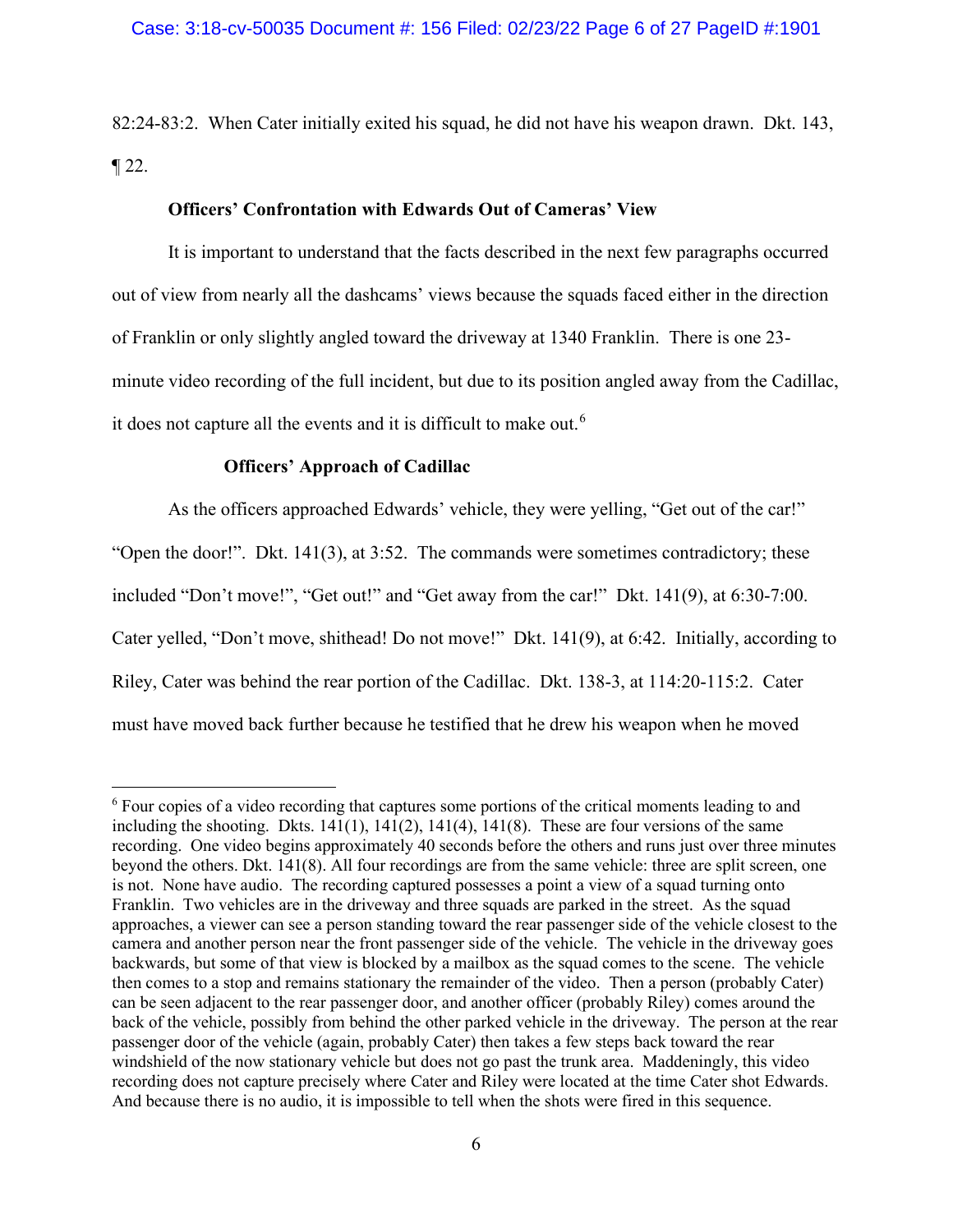82:24-83:2. When Cater initially exited his squad, he did not have his weapon drawn. Dkt. 143, ¶ 22.

**Officers' Confrontation with Edwards Out of Cameras' View**

It is important to understand that the facts described in the next few paragraphs occurred out of view from nearly all the dashcams' views because the squads faced either in the direction of Franklin or only slightly angled toward the driveway at 1340 Franklin. There is one 23-minute video recording of the full incident, but due to its position angled away from the Cadillac, it does not capture all the events and it is difficult to make out.[6]

**Officers' Approach of Cadillac**

As the officers approached Edwards' vehicle, they were yelling, "Get out of the car!" "Open the door!". Dkt. 141(3), at 3:52. The commands were sometimes contradictory; these included "Don't move!", "Get out!" and "Get away from the car!" Dkt. 141(9), at 6:30-7:00. Cater yelled, "Don't move, shithead! Do not move!" Dkt. 141(9), at 6:42. Initially, according to Riley, Cater was behind the rear portion of the Cadillac. Dkt. 138-3, at 114:20-115:2. Cater must have moved back further because he testified that he drew his weapon when he moved

---

[6] Four copies of a video recording that captures some portions of the critical moments leading to and including the shooting. Dkts. 141(1), 141(2), 141(4), 141(8). These are four versions of the same recording. One video begins approximately 40 seconds before the others and runs just over three minutes beyond the others. Dkt. 141(8). All four recordings are from the same vehicle: three are split screen, one is not. None have audio. The recording captured possesses a point a view of a squad turning onto Franklin. Two vehicles are in the driveway and three squads are parked in the street. As the squad approaches, a viewer can see a person standing toward the rear passenger side of the vehicle closest to the camera and another person near the front passenger side of the vehicle. The vehicle in the driveway goes backwards, but some of that view is blocked by a mailbox as the squad comes to the scene. The vehicle then comes to a stop and remains stationary the remainder of the video. Then a person (probably Cater) can be seen adjacent to the rear passenger door, and another officer (probably Riley) comes around the back of the vehicle, possibly from behind the other parked vehicle in the driveway. The person at the rear passenger door of the vehicle (again, probably Cater) then takes a few steps back toward the rear windshield of the now stationary vehicle but does not go past the trunk area. Maddeningly, this video recording does not capture precisely where Cater and Riley were located at the time Cater shot Edwards. And because there is no audio, it is impossible to tell when the shots were fired in this sequence.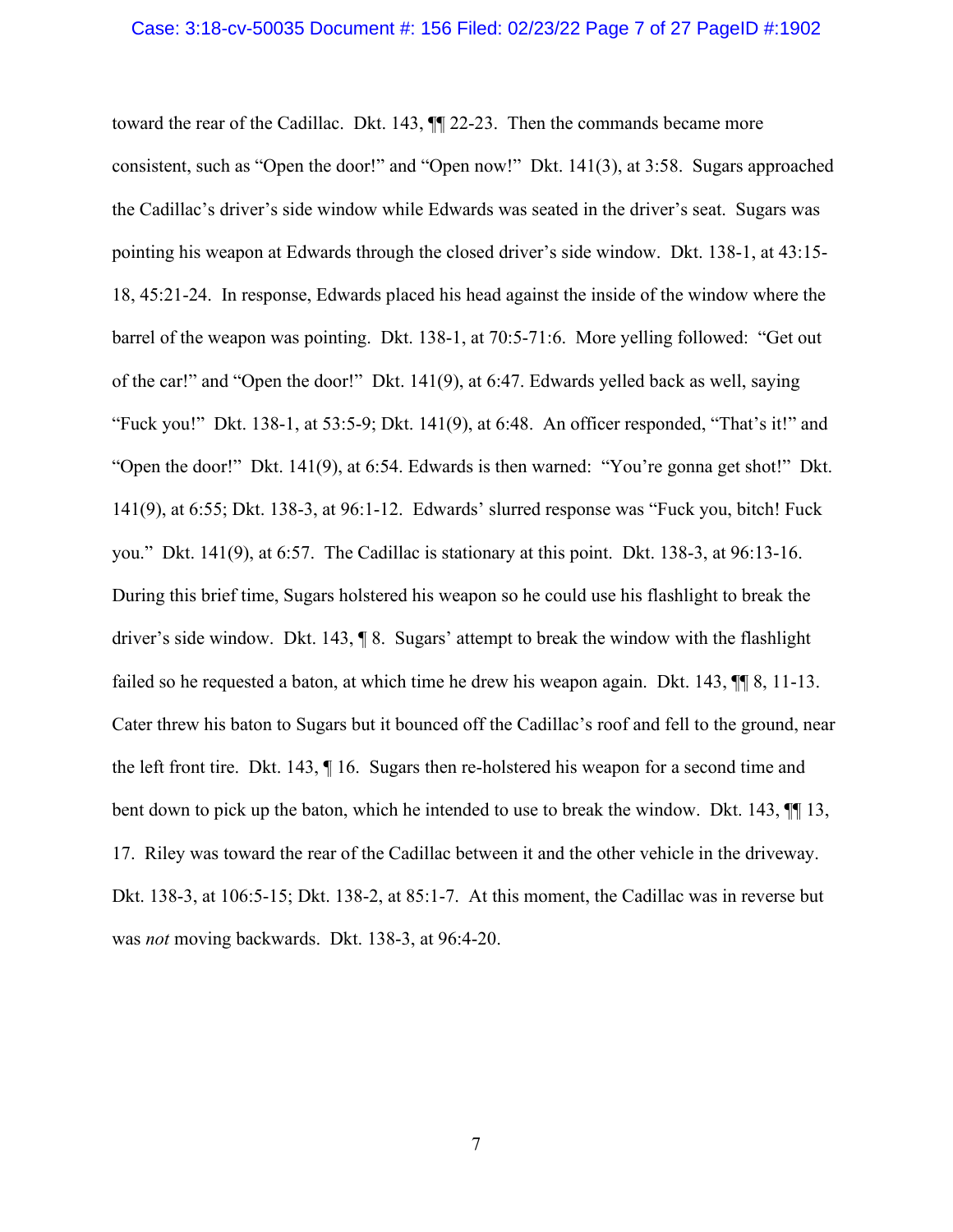toward the rear of the Cadillac. Dkt. 143, ¶¶ 22-23. Then the commands became more consistent, such as "Open the door!" and "Open now!" Dkt. 141(3), at 3:58. Sugars approached the Cadillac's driver's side window while Edwards was seated in the driver's seat. Sugars was pointing his weapon at Edwards through the closed driver's side window. Dkt. 138-1, at 43:15-18, 45:21-24. In response, Edwards placed his head against the inside of the window where the barrel of the weapon was pointing. Dkt. 138-1, at 70:5-71:6. More yelling followed: "Get out of the car!" and "Open the door!" Dkt. 141(9), at 6:47. Edwards yelled back as well, saying "Fuck you!" Dkt. 138-1, at 53:5-9; Dkt. 141(9), at 6:48. An officer responded, "That's it!" and "Open the door!" Dkt. 141(9), at 6:54. Edwards is then warned: "You're gonna get shot!" Dkt. 141(9), at 6:55; Dkt. 138-3, at 96:1-12. Edwards' slurred response was "Fuck you, bitch! Fuck you." Dkt. 141(9), at 6:57. The Cadillac is stationary at this point. Dkt. 138-3, at 96:13-16. During this brief time, Sugars holstered his weapon so he could use his flashlight to break the driver's side window. Dkt. 143, ¶ 8. Sugars' attempt to break the window with the flashlight failed so he requested a baton, at which time he drew his weapon again. Dkt. 143, ¶¶ 8, 11-13. Cater threw his baton to Sugars but it bounced off the Cadillac's roof and fell to the ground, near the left front tire. Dkt. 143, ¶ 16. Sugars then re-holstered his weapon for a second time and bent down to pick up the baton, which he intended to use to break the window. Dkt. 143, ¶¶ 13, 17. Riley was toward the rear of the Cadillac between it and the other vehicle in the driveway. Dkt. 138-3, at 106:5-15; Dkt. 138-2, at 85:1-7. At this moment, the Cadillac was in reverse but was *not* moving backwards. Dkt. 138-3, at 96:4-20.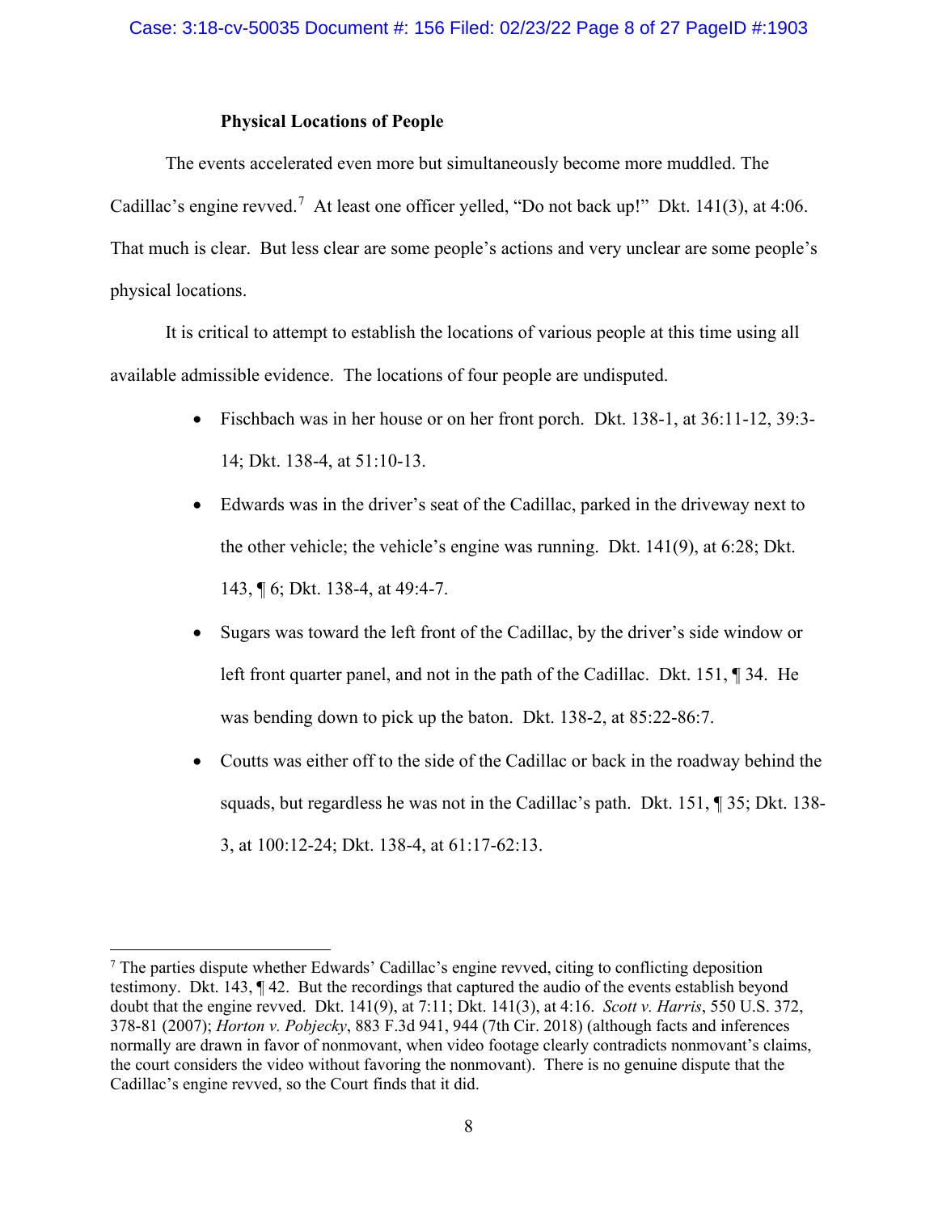### Physical Locations of People

The events accelerated even more but simultaneously become more muddled. The Cadillac's engine revved.[7] At least one officer yelled, "Do not back up!" Dkt. 141(3), at 4:06. That much is clear. But less clear are some people's actions and very unclear are some people's physical locations.

It is critical to attempt to establish the locations of various people at this time using all available admissible evidence. The locations of four people are undisputed.

- Fischbach was in her house or on her front porch. Dkt. 138-1, at 36:11-12, 39:3-14; Dkt. 138-4, at 51:10-13.
- Edwards was in the driver's seat of the Cadillac, parked in the driveway next to the other vehicle; the vehicle's engine was running. Dkt. 141(9), at 6:28; Dkt. 143, ¶ 6; Dkt. 138-4, at 49:4-7.
- Sugars was toward the left front of the Cadillac, by the driver's side window or left front quarter panel, and not in the path of the Cadillac. Dkt. 151, ¶ 34. He was bending down to pick up the baton. Dkt. 138-2, at 85:22-86:7.
- Coutts was either off to the side of the Cadillac or back in the roadway behind the squads, but regardless he was not in the Cadillac's path. Dkt. 151, ¶ 35; Dkt. 138-3, at 100:12-24; Dkt. 138-4, at 61:17-62:13.

---

[7] The parties dispute whether Edwards' Cadillac's engine revved, citing to conflicting deposition testimony. Dkt. 143, ¶ 42. But the recordings that captured the audio of the events establish beyond doubt that the engine revved. Dkt. 141(9), at 7:11; Dkt. 141(3), at 4:16. *Scott v. Harris*, 550 U.S. 372, 378-81 (2007); *Horton v. Pobjecky*, 883 F.3d 941, 944 (7th Cir. 2018) (although facts and inferences normally are drawn in favor of nonmovant, when video footage clearly contradicts nonmovant's claims, the court considers the video without favoring the nonmovant). There is no genuine dispute that the Cadillac's engine revved, so the Court finds that it did.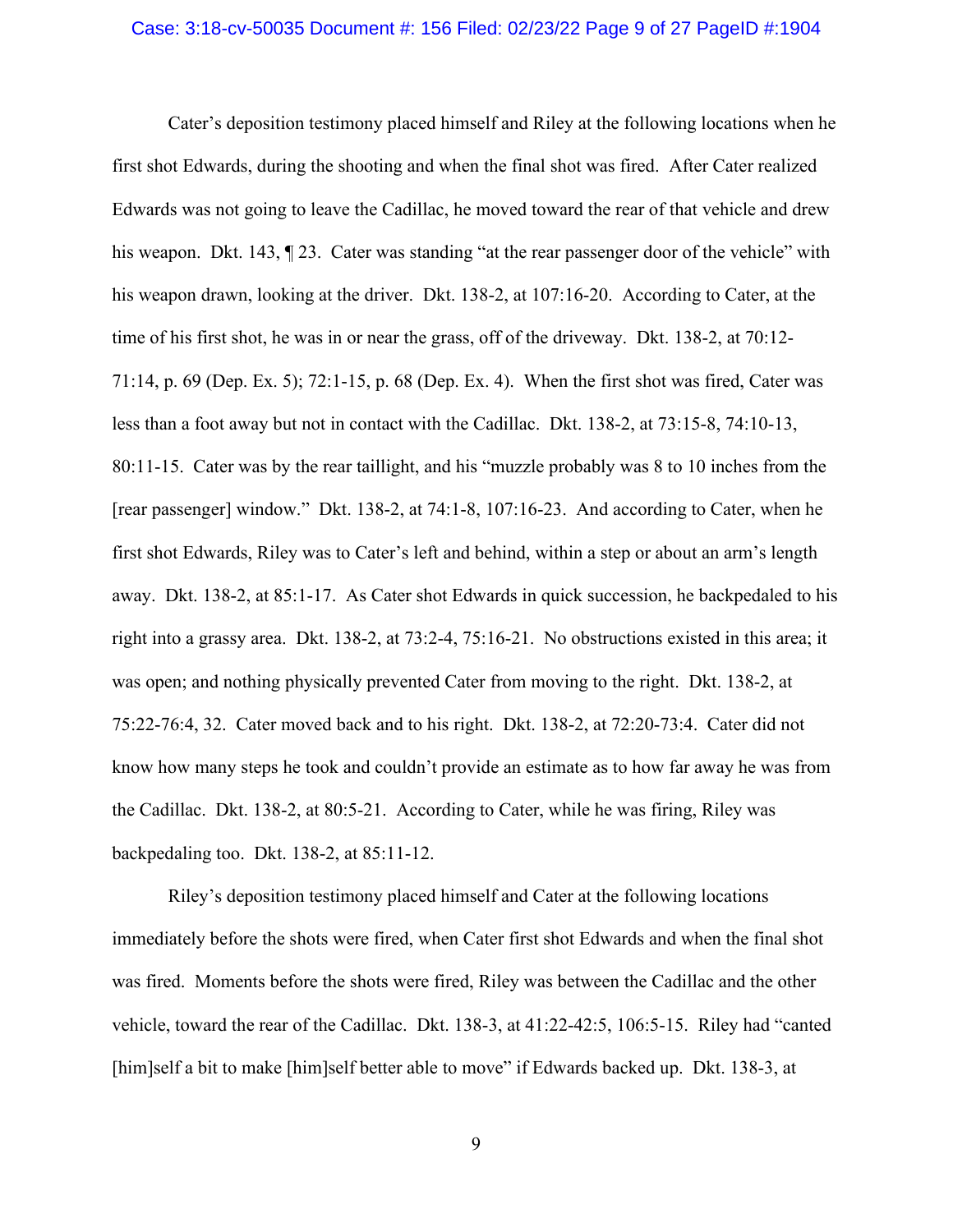Cater's deposition testimony placed himself and Riley at the following locations when he first shot Edwards, during the shooting and when the final shot was fired. After Cater realized Edwards was not going to leave the Cadillac, he moved toward the rear of that vehicle and drew his weapon. Dkt. 143, ¶ 23. Cater was standing "at the rear passenger door of the vehicle" with his weapon drawn, looking at the driver. Dkt. 138-2, at 107:16-20. According to Cater, at the time of his first shot, he was in or near the grass, off of the driveway. Dkt. 138-2, at 70:12-71:14, p. 69 (Dep. Ex. 5); 72:1-15, p. 68 (Dep. Ex. 4). When the first shot was fired, Cater was less than a foot away but not in contact with the Cadillac. Dkt. 138-2, at 73:15-8, 74:10-13, 80:11-15. Cater was by the rear taillight, and his "muzzle probably was 8 to 10 inches from the [rear passenger] window." Dkt. 138-2, at 74:1-8, 107:16-23. And according to Cater, when he first shot Edwards, Riley was to Cater's left and behind, within a step or about an arm's length away. Dkt. 138-2, at 85:1-17. As Cater shot Edwards in quick succession, he backpedaled to his right into a grassy area. Dkt. 138-2, at 73:2-4, 75:16-21. No obstructions existed in this area; it was open; and nothing physically prevented Cater from moving to the right. Dkt. 138-2, at 75:22-76:4, 32. Cater moved back and to his right. Dkt. 138-2, at 72:20-73:4. Cater did not know how many steps he took and couldn't provide an estimate as to how far away he was from the Cadillac. Dkt. 138-2, at 80:5-21. According to Cater, while he was firing, Riley was backpedaling too. Dkt. 138-2, at 85:11-12.

Riley's deposition testimony placed himself and Cater at the following locations immediately before the shots were fired, when Cater first shot Edwards and when the final shot was fired. Moments before the shots were fired, Riley was between the Cadillac and the other vehicle, toward the rear of the Cadillac. Dkt. 138-3, at 41:22-42:5, 106:5-15. Riley had "canted [him]self a bit to make [him]self better able to move" if Edwards backed up. Dkt. 138-3, at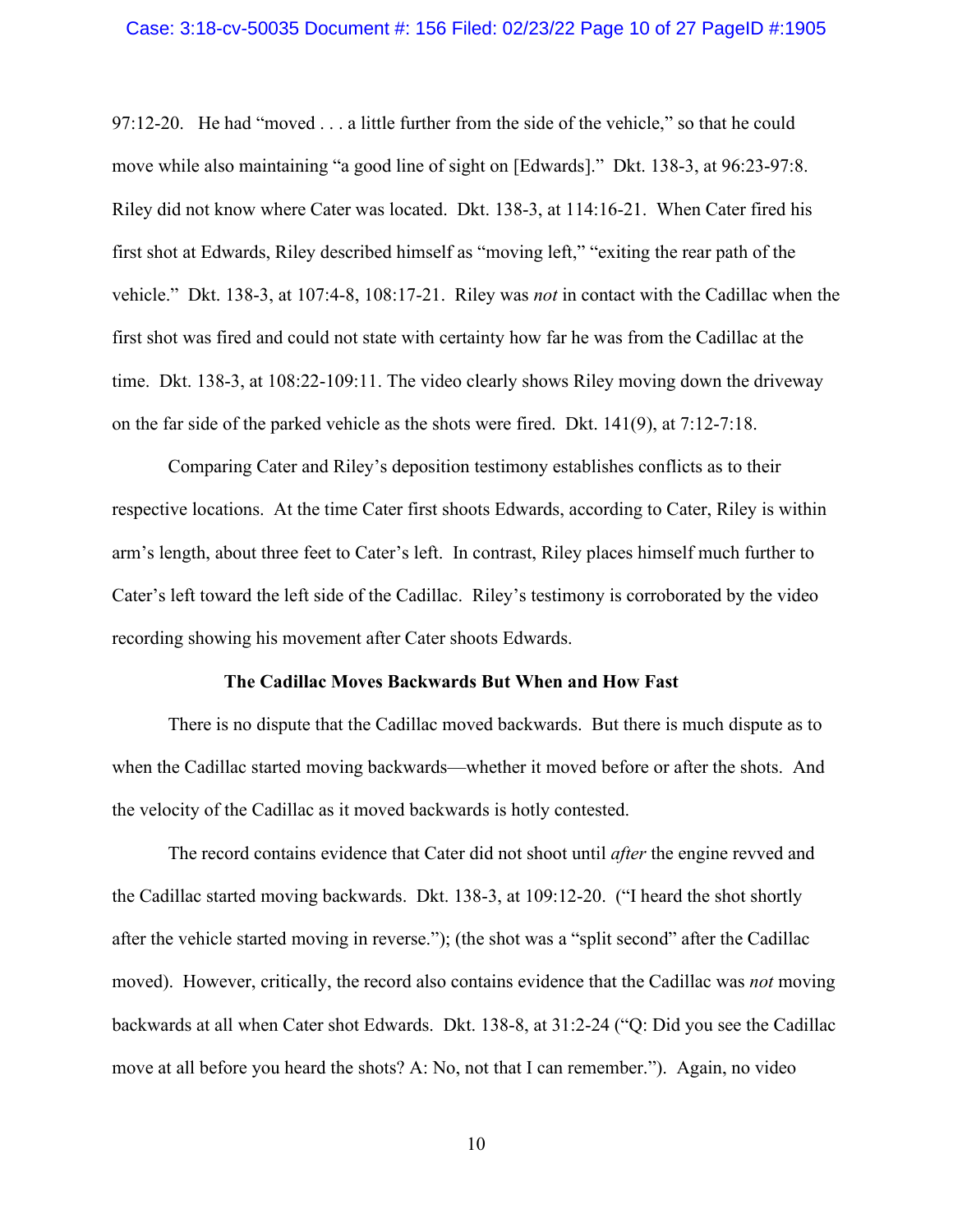97:12-20. He had "moved . . . a little further from the side of the vehicle," so that he could move while also maintaining "a good line of sight on [Edwards]." Dkt. 138-3, at 96:23-97:8. Riley did not know where Cater was located. Dkt. 138-3, at 114:16-21. When Cater fired his first shot at Edwards, Riley described himself as "moving left," "exiting the rear path of the vehicle." Dkt. 138-3, at 107:4-8, 108:17-21. Riley was *not* in contact with the Cadillac when the first shot was fired and could not state with certainty how far he was from the Cadillac at the time. Dkt. 138-3, at 108:22-109:11. The video clearly shows Riley moving down the driveway on the far side of the parked vehicle as the shots were fired. Dkt. 141(9), at 7:12-7:18.

Comparing Cater and Riley's deposition testimony establishes conflicts as to their respective locations. At the time Cater first shoots Edwards, according to Cater, Riley is within arm's length, about three feet to Cater's left. In contrast, Riley places himself much further to Cater's left toward the left side of the Cadillac. Riley's testimony is corroborated by the video recording showing his movement after Cater shoots Edwards.

**The Cadillac Moves Backwards But When and How Fast**

There is no dispute that the Cadillac moved backwards. But there is much dispute as to when the Cadillac started moving backwards—whether it moved before or after the shots. And the velocity of the Cadillac as it moved backwards is hotly contested.

The record contains evidence that Cater did not shoot until *after* the engine revved and the Cadillac started moving backwards. Dkt. 138-3, at 109:12-20. ("I heard the shot shortly after the vehicle started moving in reverse."); (the shot was a "split second" after the Cadillac moved). However, critically, the record also contains evidence that the Cadillac was *not* moving backwards at all when Cater shot Edwards. Dkt. 138-8, at 31:2-24 ("Q: Did you see the Cadillac move at all before you heard the shots? A: No, not that I can remember."). Again, no video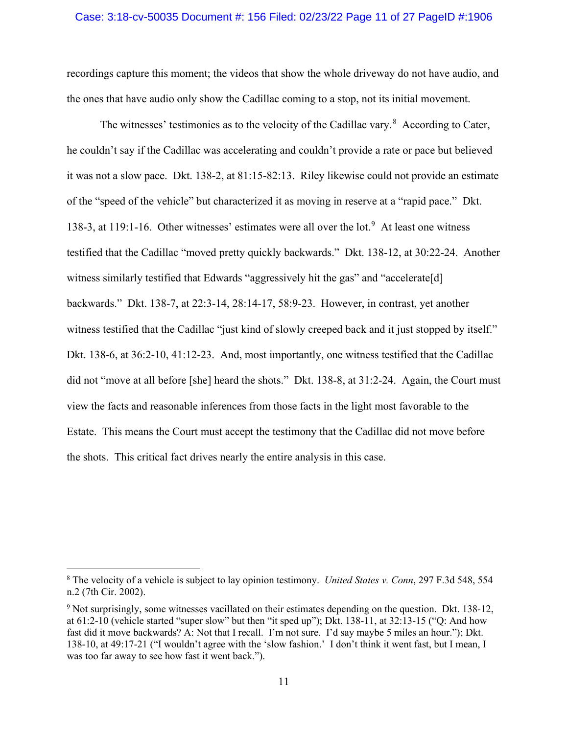recordings capture this moment; the videos that show the whole driveway do not have audio, and the ones that have audio only show the Cadillac coming to a stop, not its initial movement.

The witnesses' testimonies as to the velocity of the Cadillac vary.[8] According to Cater, he couldn't say if the Cadillac was accelerating and couldn't provide a rate or pace but believed it was not a slow pace. Dkt. 138-2, at 81:15-82:13. Riley likewise could not provide an estimate of the "speed of the vehicle" but characterized it as moving in reserve at a "rapid pace." Dkt. 138-3, at 119:1-16. Other witnesses' estimates were all over the lot.[9] At least one witness testified that the Cadillac "moved pretty quickly backwards." Dkt. 138-12, at 30:22-24. Another witness similarly testified that Edwards "aggressively hit the gas" and "accelerate[d] backwards." Dkt. 138-7, at 22:3-14, 28:14-17, 58:9-23. However, in contrast, yet another witness testified that the Cadillac "just kind of slowly creeped back and it just stopped by itself." Dkt. 138-6, at 36:2-10, 41:12-23. And, most importantly, one witness testified that the Cadillac did not "move at all before [she] heard the shots." Dkt. 138-8, at 31:2-24. Again, the Court must view the facts and reasonable inferences from those facts in the light most favorable to the Estate. This means the Court must accept the testimony that the Cadillac did not move before the shots. This critical fact drives nearly the entire analysis in this case.

---

[8] The velocity of a vehicle is subject to lay opinion testimony. *United States v. Conn*, 297 F.3d 548, 554 n.2 (7th Cir. 2002).

[9] Not surprisingly, some witnesses vacillated on their estimates depending on the question. Dkt. 138-12, at 61:2-10 (vehicle started "super slow" but then "it sped up"); Dkt. 138-11, at 32:13-15 ("Q: And how fast did it move backwards? A: Not that I recall. I'm not sure. I'd say maybe 5 miles an hour."); Dkt. 138-10, at 49:17-21 ("I wouldn't agree with the 'slow fashion.' I don't think it went fast, but I mean, I was too far away to see how fast it went back.").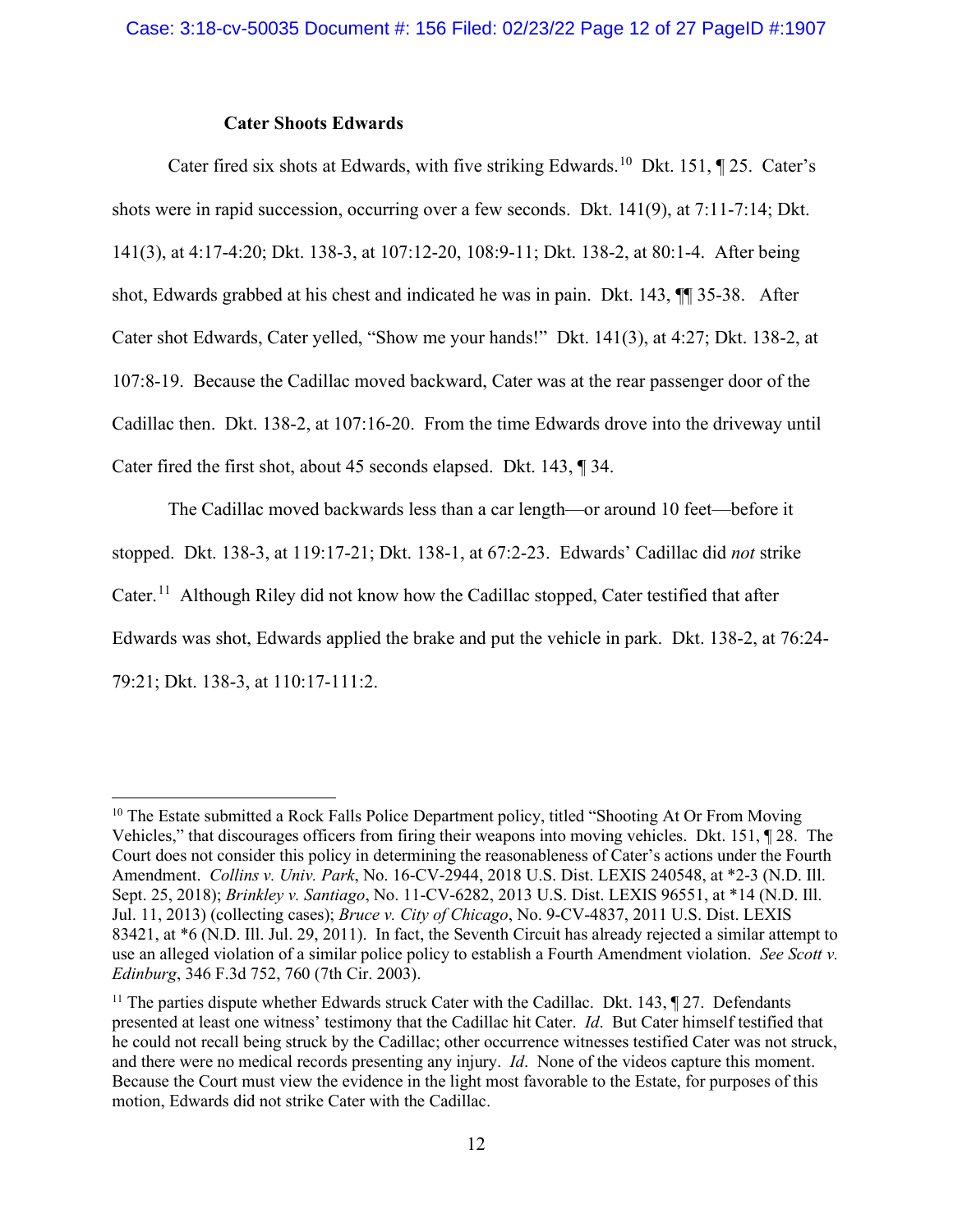### Cater Shoots Edwards

Cater fired six shots at Edwards, with five striking Edwards.[10] Dkt. 151, ¶ 25. Cater's shots were in rapid succession, occurring over a few seconds. Dkt. 141(9), at 7:11-7:14; Dkt. 141(3), at 4:17-4:20; Dkt. 138-3, at 107:12-20, 108:9-11; Dkt. 138-2, at 80:1-4. After being shot, Edwards grabbed at his chest and indicated he was in pain. Dkt. 143, ¶¶ 35-38. After Cater shot Edwards, Cater yelled, "Show me your hands!" Dkt. 141(3), at 4:27; Dkt. 138-2, at 107:8-19. Because the Cadillac moved backward, Cater was at the rear passenger door of the Cadillac then. Dkt. 138-2, at 107:16-20. From the time Edwards drove into the driveway until Cater fired the first shot, about 45 seconds elapsed. Dkt. 143, ¶ 34.

The Cadillac moved backwards less than a car length—or around 10 feet—before it stopped. Dkt. 138-3, at 119:17-21; Dkt. 138-1, at 67:2-23. Edwards' Cadillac did *not* strike Cater.[11] Although Riley did not know how the Cadillac stopped, Cater testified that after Edwards was shot, Edwards applied the brake and put the vehicle in park. Dkt. 138-2, at 76:24-79:21; Dkt. 138-3, at 110:17-111:2.

---

[10] The Estate submitted a Rock Falls Police Department policy, titled "Shooting At Or From Moving Vehicles," that discourages officers from firing their weapons into moving vehicles. Dkt. 151, ¶ 28. The Court does not consider this policy in determining the reasonableness of Cater's actions under the Fourth Amendment. *Collins v. Univ. Park*, No. 16-CV-2944, 2018 U.S. Dist. LEXIS 240548, at *2-3 (N.D. Ill. Sept. 25, 2018); *Brinkley v. Santiago*, No. 11-CV-6282, 2013 U.S. Dist. LEXIS 96551, at *14 (N.D. Ill. Jul. 11, 2013) (collecting cases); *Bruce v. City of Chicago*, No. 9-CV-4837, 2011 U.S. Dist. LEXIS 83421, at *6 (N.D. Ill. Jul. 29, 2011). In fact, the Seventh Circuit has already rejected a similar attempt to use an alleged violation of a similar police policy to establish a Fourth Amendment violation. *See Scott v. Edinburg*, 346 F.3d 752, 760 (7th Cir. 2003).

[11] The parties dispute whether Edwards struck Cater with the Cadillac. Dkt. 143, ¶ 27. Defendants presented at least one witness' testimony that the Cadillac hit Cater. *Id*. But Cater himself testified that he could not recall being struck by the Cadillac; other occurrence witnesses testified Cater was not struck, and there were no medical records presenting any injury. *Id*. None of the videos capture this moment. Because the Court must view the evidence in the light most favorable to the Estate, for purposes of this motion, Edwards did not strike Cater with the Cadillac.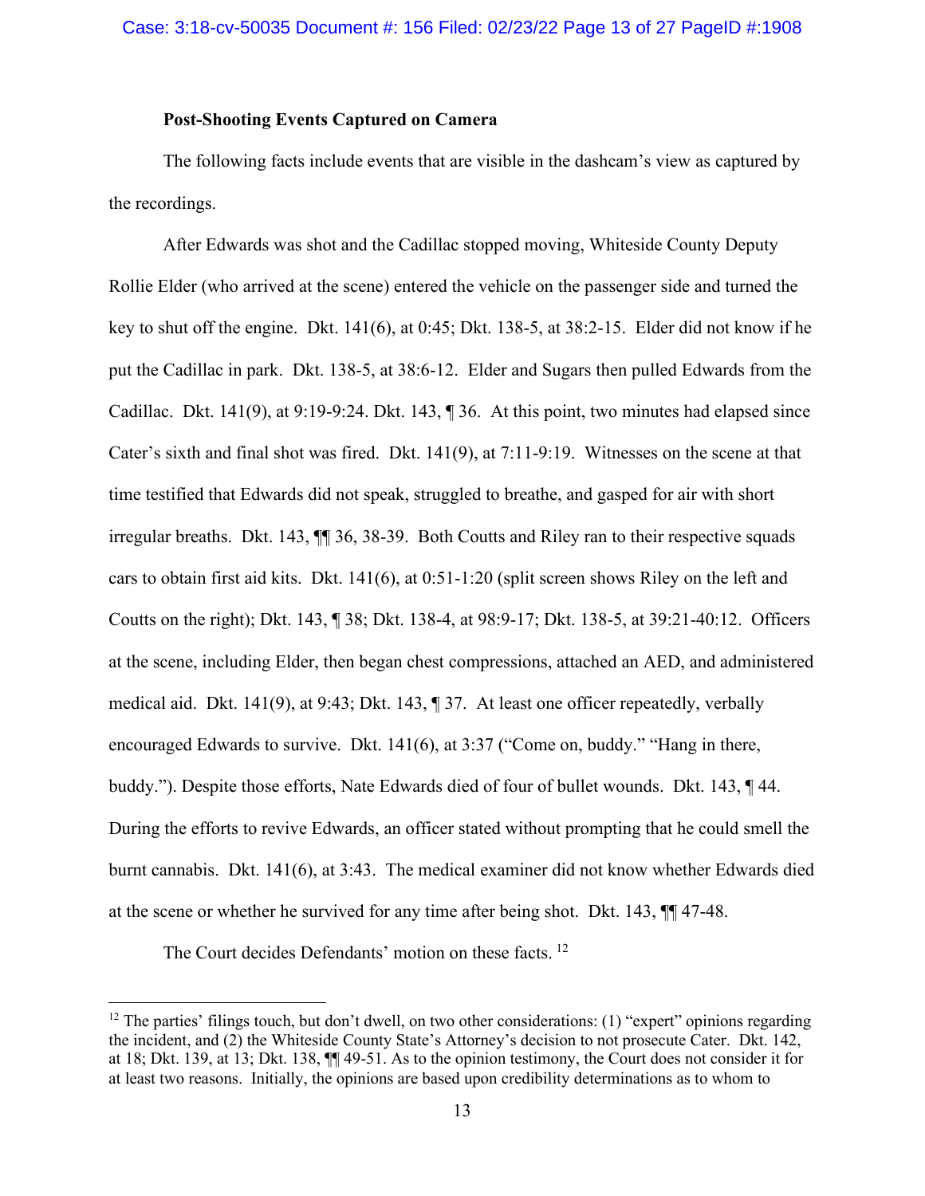**Post-Shooting Events Captured on Camera**

The following facts include events that are visible in the dashcam's view as captured by the recordings.

After Edwards was shot and the Cadillac stopped moving, Whiteside County Deputy Rollie Elder (who arrived at the scene) entered the vehicle on the passenger side and turned the key to shut off the engine. Dkt. 141(6), at 0:45; Dkt. 138-5, at 38:2-15. Elder did not know if he put the Cadillac in park. Dkt. 138-5, at 38:6-12. Elder and Sugars then pulled Edwards from the Cadillac. Dkt. 141(9), at 9:19-9:24. Dkt. 143, ¶ 36. At this point, two minutes had elapsed since Cater's sixth and final shot was fired. Dkt. 141(9), at 7:11-9:19. Witnesses on the scene at that time testified that Edwards did not speak, struggled to breathe, and gasped for air with short irregular breaths. Dkt. 143, ¶¶ 36, 38-39. Both Coutts and Riley ran to their respective squads cars to obtain first aid kits. Dkt. 141(6), at 0:51-1:20 (split screen shows Riley on the left and Coutts on the right); Dkt. 143, ¶ 38; Dkt. 138-4, at 98:9-17; Dkt. 138-5, at 39:21-40:12. Officers at the scene, including Elder, then began chest compressions, attached an AED, and administered medical aid. Dkt. 141(9), at 9:43; Dkt. 143, ¶ 37. At least one officer repeatedly, verbally encouraged Edwards to survive. Dkt. 141(6), at 3:37 ("Come on, buddy." "Hang in there, buddy."). Despite those efforts, Nate Edwards died of four of bullet wounds. Dkt. 143, ¶ 44. During the efforts to revive Edwards, an officer stated without prompting that he could smell the burnt cannabis. Dkt. 141(6), at 3:43. The medical examiner did not know whether Edwards died at the scene or whether he survived for any time after being shot. Dkt. 143, ¶¶ 47-48.

The Court decides Defendants' motion on these facts. [12]

---

[12] The parties' filings touch, but don't dwell, on two other considerations: (1) "expert" opinions regarding the incident, and (2) the Whiteside County State's Attorney's decision to not prosecute Cater. Dkt. 142, at 18; Dkt. 139, at 13; Dkt. 138, ¶¶ 49-51. As to the opinion testimony, the Court does not consider it for at least two reasons. Initially, the opinions are based upon credibility determinations as to whom to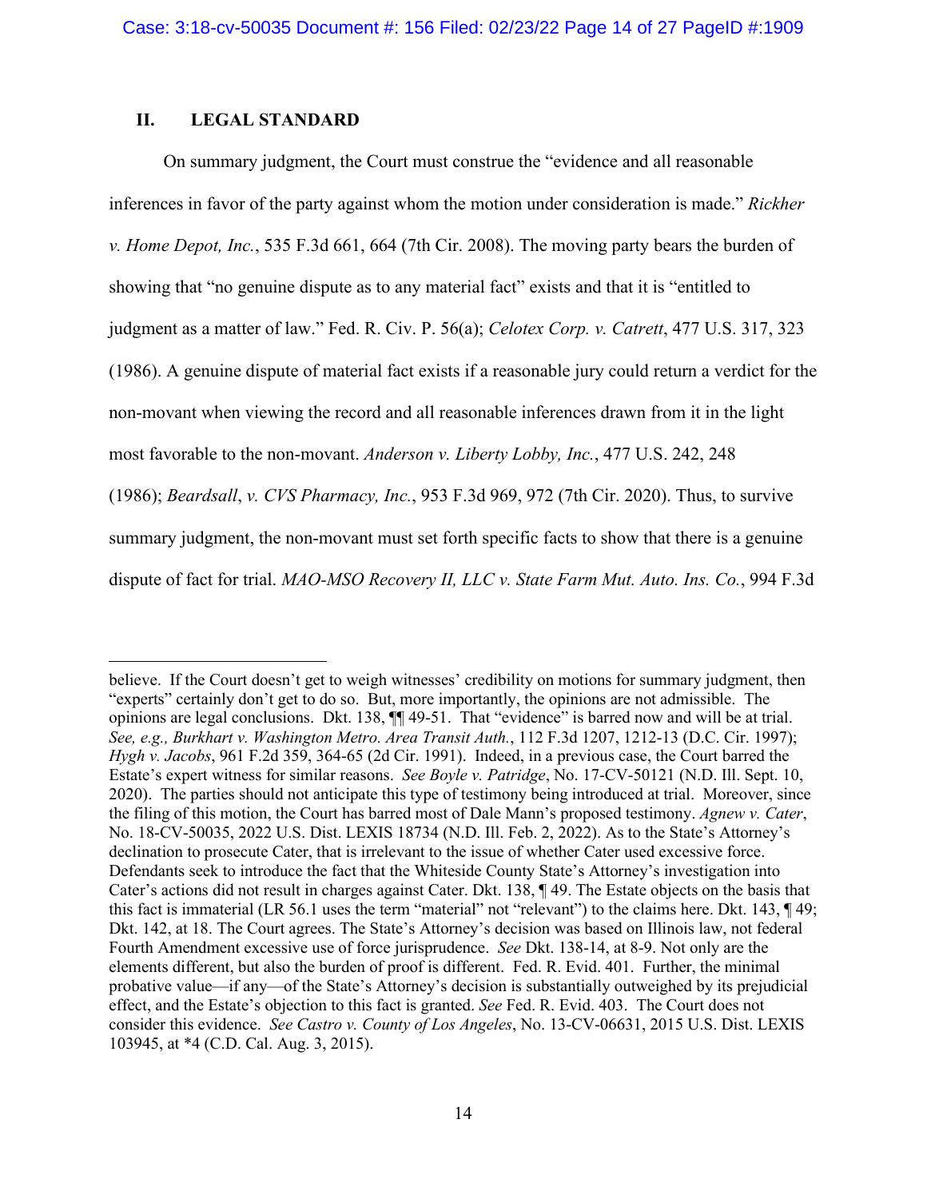## II. LEGAL STANDARD

On summary judgment, the Court must construe the "evidence and all reasonable inferences in favor of the party against whom the motion under consideration is made." *Rickher v. Home Depot, Inc.*, 535 F.3d 661, 664 (7th Cir. 2008). The moving party bears the burden of showing that "no genuine dispute as to any material fact" exists and that it is "entitled to judgment as a matter of law." Fed. R. Civ. P. 56(a); *Celotex Corp. v. Catrett*, 477 U.S. 317, 323 (1986). A genuine dispute of material fact exists if a reasonable jury could return a verdict for the non-movant when viewing the record and all reasonable inferences drawn from it in the light most favorable to the non-movant. *Anderson v. Liberty Lobby, Inc.*, 477 U.S. 242, 248 (1986); *Beardsall*, *v. CVS Pharmacy, Inc.*, 953 F.3d 969, 972 (7th Cir. 2020). Thus, to survive summary judgment, the non-movant must set forth specific facts to show that there is a genuine dispute of fact for trial. *MAO-MSO Recovery II, LLC v. State Farm Mut. Auto. Ins. Co.*, 994 F.3d

---

believe. If the Court doesn't get to weigh witnesses' credibility on motions for summary judgment, then "experts" certainly don't get to do so. But, more importantly, the opinions are not admissible. The opinions are legal conclusions. Dkt. 138, ¶¶ 49-51. That "evidence" is barred now and will be at trial. *See, e.g., Burkhart v. Washington Metro. Area Transit Auth.*, 112 F.3d 1207, 1212-13 (D.C. Cir. 1997); *Hygh v. Jacobs*, 961 F.2d 359, 364-65 (2d Cir. 1991). Indeed, in a previous case, the Court barred the Estate's expert witness for similar reasons. *See Boyle v. Patridge*, No. 17-CV-50121 (N.D. Ill. Sept. 10, 2020). The parties should not anticipate this type of testimony being introduced at trial. Moreover, since the filing of this motion, the Court has barred most of Dale Mann's proposed testimony. *Agnew v. Cater*, No. 18-CV-50035, 2022 U.S. Dist. LEXIS 18734 (N.D. Ill. Feb. 2, 2022). As to the State's Attorney's declination to prosecute Cater, that is irrelevant to the issue of whether Cater used excessive force. Defendants seek to introduce the fact that the Whiteside County State's Attorney's investigation into Cater's actions did not result in charges against Cater. Dkt. 138, ¶ 49. The Estate objects on the basis that this fact is immaterial (LR 56.1 uses the term "material" not "relevant") to the claims here. Dkt. 143, ¶ 49; Dkt. 142, at 18. The Court agrees. The State's Attorney's decision was based on Illinois law, not federal Fourth Amendment excessive use of force jurisprudence. *See* Dkt. 138-14, at 8-9. Not only are the elements different, but also the burden of proof is different. Fed. R. Evid. 401. Further, the minimal probative value—if any—of the State's Attorney's decision is substantially outweighed by its prejudicial effect, and the Estate's objection to this fact is granted. *See* Fed. R. Evid. 403. The Court does not consider this evidence. *See Castro v. County of Los Angeles*, No. 13-CV-06631, 2015 U.S. Dist. LEXIS 103945, at *4 (C.D. Cal. Aug. 3, 2015).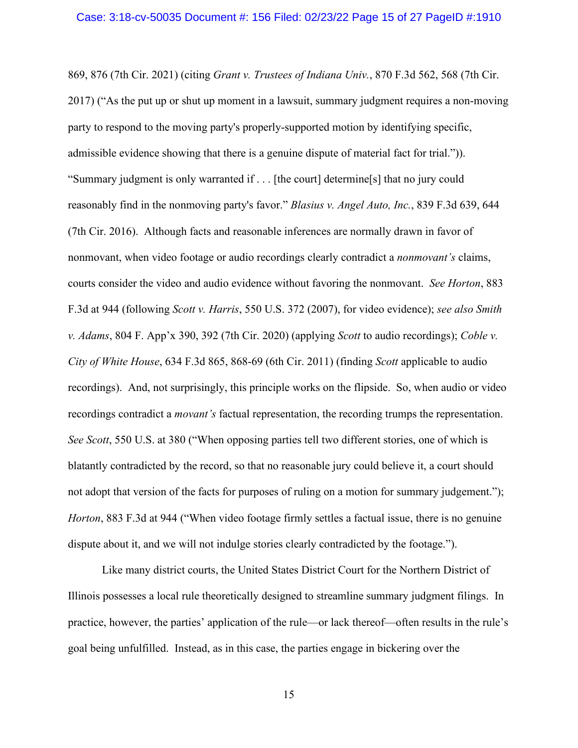869, 876 (7th Cir. 2021) (citing *Grant v. Trustees of Indiana Univ.*, 870 F.3d 562, 568 (7th Cir. 2017) ("As the put up or shut up moment in a lawsuit, summary judgment requires a non-moving party to respond to the moving party's properly-supported motion by identifying specific, admissible evidence showing that there is a genuine dispute of material fact for trial.")). "Summary judgment is only warranted if . . . [the court] determine[s] that no jury could reasonably find in the nonmoving party's favor." *Blasius v. Angel Auto, Inc.*, 839 F.3d 639, 644 (7th Cir. 2016). Although facts and reasonable inferences are normally drawn in favor of nonmovant, when video footage or audio recordings clearly contradict a *nonmovant's* claims, courts consider the video and audio evidence without favoring the nonmovant. *See Horton*, 883 F.3d at 944 (following *Scott v. Harris*, 550 U.S. 372 (2007), for video evidence); *see also Smith v. Adams*, 804 F. App'x 390, 392 (7th Cir. 2020) (applying *Scott* to audio recordings); *Coble v. City of White House*, 634 F.3d 865, 868-69 (6th Cir. 2011) (finding *Scott* applicable to audio recordings). And, not surprisingly, this principle works on the flipside. So, when audio or video recordings contradict a *movant's* factual representation, the recording trumps the representation. *See Scott*, 550 U.S. at 380 ("When opposing parties tell two different stories, one of which is blatantly contradicted by the record, so that no reasonable jury could believe it, a court should not adopt that version of the facts for purposes of ruling on a motion for summary judgement."); *Horton*, 883 F.3d at 944 ("When video footage firmly settles a factual issue, there is no genuine dispute about it, and we will not indulge stories clearly contradicted by the footage.").

Like many district courts, the United States District Court for the Northern District of Illinois possesses a local rule theoretically designed to streamline summary judgment filings. In practice, however, the parties' application of the rule—or lack thereof—often results in the rule's goal being unfulfilled. Instead, as in this case, the parties engage in bickering over the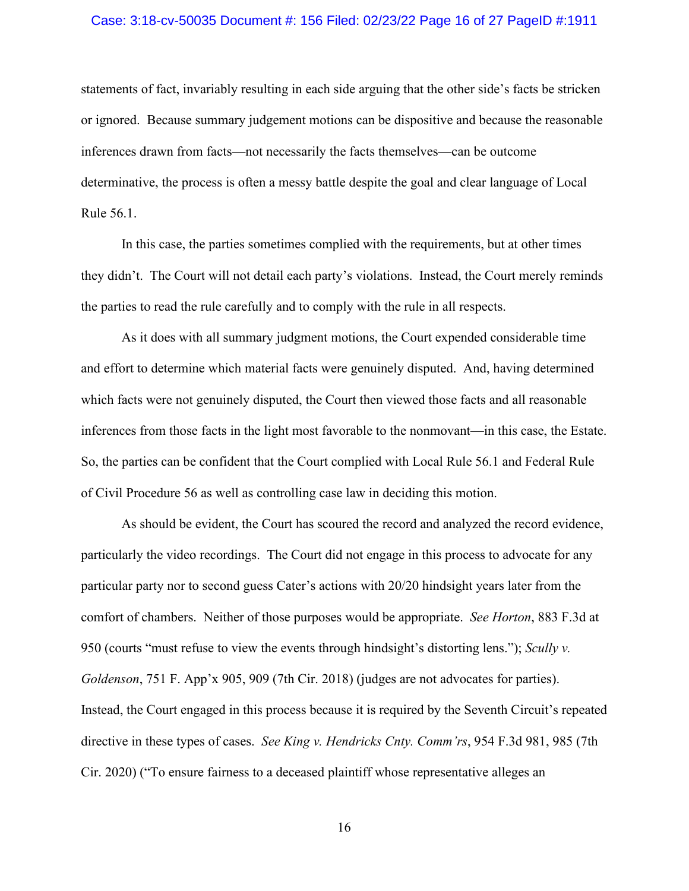statements of fact, invariably resulting in each side arguing that the other side's facts be stricken or ignored. Because summary judgement motions can be dispositive and because the reasonable inferences drawn from facts—not necessarily the facts themselves—can be outcome determinative, the process is often a messy battle despite the goal and clear language of Local Rule 56.1.

In this case, the parties sometimes complied with the requirements, but at other times they didn't. The Court will not detail each party's violations. Instead, the Court merely reminds the parties to read the rule carefully and to comply with the rule in all respects.

As it does with all summary judgment motions, the Court expended considerable time and effort to determine which material facts were genuinely disputed. And, having determined which facts were not genuinely disputed, the Court then viewed those facts and all reasonable inferences from those facts in the light most favorable to the nonmovant—in this case, the Estate. So, the parties can be confident that the Court complied with Local Rule 56.1 and Federal Rule of Civil Procedure 56 as well as controlling case law in deciding this motion.

As should be evident, the Court has scoured the record and analyzed the record evidence, particularly the video recordings. The Court did not engage in this process to advocate for any particular party nor to second guess Cater's actions with 20/20 hindsight years later from the comfort of chambers. Neither of those purposes would be appropriate. *See Horton*, 883 F.3d at 950 (courts "must refuse to view the events through hindsight's distorting lens."); *Scully v. Goldenson*, 751 F. App'x 905, 909 (7th Cir. 2018) (judges are not advocates for parties). Instead, the Court engaged in this process because it is required by the Seventh Circuit's repeated directive in these types of cases. *See King v. Hendricks Cnty. Comm'rs*, 954 F.3d 981, 985 (7th Cir. 2020) ("To ensure fairness to a deceased plaintiff whose representative alleges an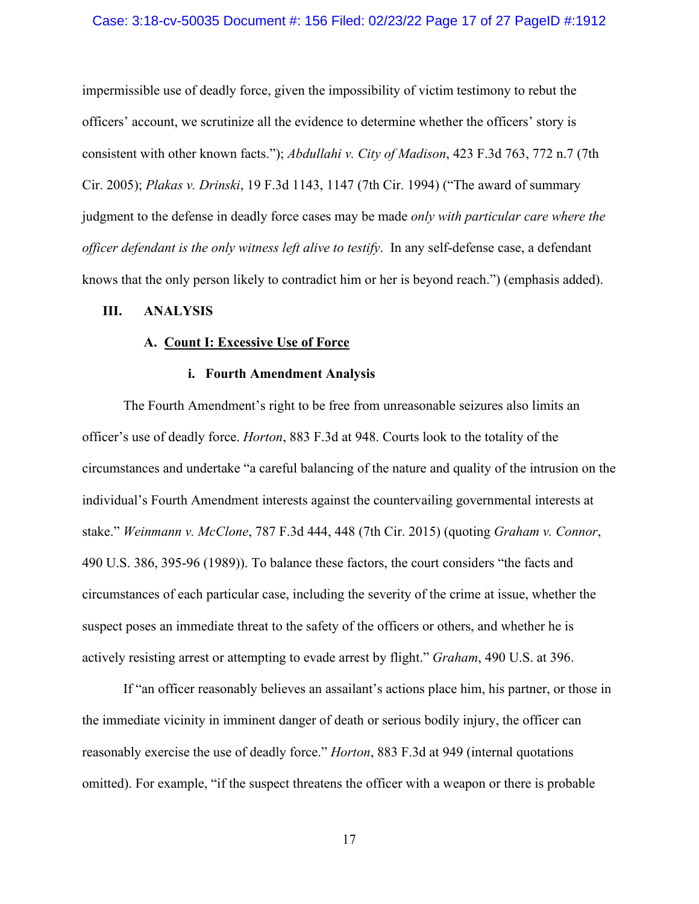impermissible use of deadly force, given the impossibility of victim testimony to rebut the officers' account, we scrutinize all the evidence to determine whether the officers' story is consistent with other known facts."); *Abdullahi v. City of Madison*, 423 F.3d 763, 772 n.7 (7th Cir. 2005); *Plakas v. Drinski*, 19 F.3d 1143, 1147 (7th Cir. 1994) ("The award of summary judgment to the defense in deadly force cases may be made *only with particular care where the officer defendant is the only witness left alive to testify*. In any self-defense case, a defendant knows that the only person likely to contradict him or her is beyond reach.") (emphasis added).

## III. ANALYSIS

### A. <u>Count I: Excessive Use of Force</u>

#### i. Fourth Amendment Analysis

The Fourth Amendment's right to be free from unreasonable seizures also limits an officer's use of deadly force. *Horton*, 883 F.3d at 948. Courts look to the totality of the circumstances and undertake "a careful balancing of the nature and quality of the intrusion on the individual's Fourth Amendment interests against the countervailing governmental interests at stake." *Weinmann v. McClone*, 787 F.3d 444, 448 (7th Cir. 2015) (quoting *Graham v. Connor*, 490 U.S. 386, 395-96 (1989)). To balance these factors, the court considers "the facts and circumstances of each particular case, including the severity of the crime at issue, whether the suspect poses an immediate threat to the safety of the officers or others, and whether he is actively resisting arrest or attempting to evade arrest by flight." *Graham*, 490 U.S. at 396.

If "an officer reasonably believes an assailant's actions place him, his partner, or those in the immediate vicinity in imminent danger of death or serious bodily injury, the officer can reasonably exercise the use of deadly force." *Horton*, 883 F.3d at 949 (internal quotations omitted). For example, "if the suspect threatens the officer with a weapon or there is probable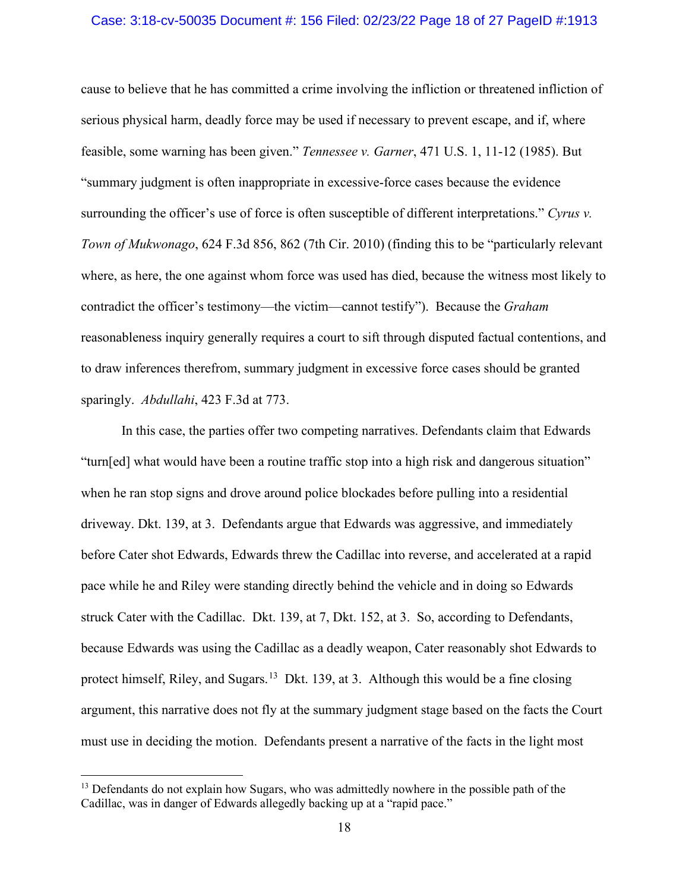cause to believe that he has committed a crime involving the infliction or threatened infliction of serious physical harm, deadly force may be used if necessary to prevent escape, and if, where feasible, some warning has been given." *Tennessee v. Garner*, 471 U.S. 1, 11-12 (1985). But "summary judgment is often inappropriate in excessive-force cases because the evidence surrounding the officer's use of force is often susceptible of different interpretations." *Cyrus v. Town of Mukwonago*, 624 F.3d 856, 862 (7th Cir. 2010) (finding this to be "particularly relevant where, as here, the one against whom force was used has died, because the witness most likely to contradict the officer's testimony—the victim—cannot testify"). Because the *Graham* reasonableness inquiry generally requires a court to sift through disputed factual contentions, and to draw inferences therefrom, summary judgment in excessive force cases should be granted sparingly. *Abdullahi*, 423 F.3d at 773.

In this case, the parties offer two competing narratives. Defendants claim that Edwards "turn[ed] what would have been a routine traffic stop into a high risk and dangerous situation" when he ran stop signs and drove around police blockades before pulling into a residential driveway. Dkt. 139, at 3. Defendants argue that Edwards was aggressive, and immediately before Cater shot Edwards, Edwards threw the Cadillac into reverse, and accelerated at a rapid pace while he and Riley were standing directly behind the vehicle and in doing so Edwards struck Cater with the Cadillac. Dkt. 139, at 7, Dkt. 152, at 3. So, according to Defendants, because Edwards was using the Cadillac as a deadly weapon, Cater reasonably shot Edwards to protect himself, Riley, and Sugars.[13] Dkt. 139, at 3. Although this would be a fine closing argument, this narrative does not fly at the summary judgment stage based on the facts the Court must use in deciding the motion. Defendants present a narrative of the facts in the light most

[13] Defendants do not explain how Sugars, who was admittedly nowhere in the possible path of the Cadillac, was in danger of Edwards allegedly backing up at a "rapid pace."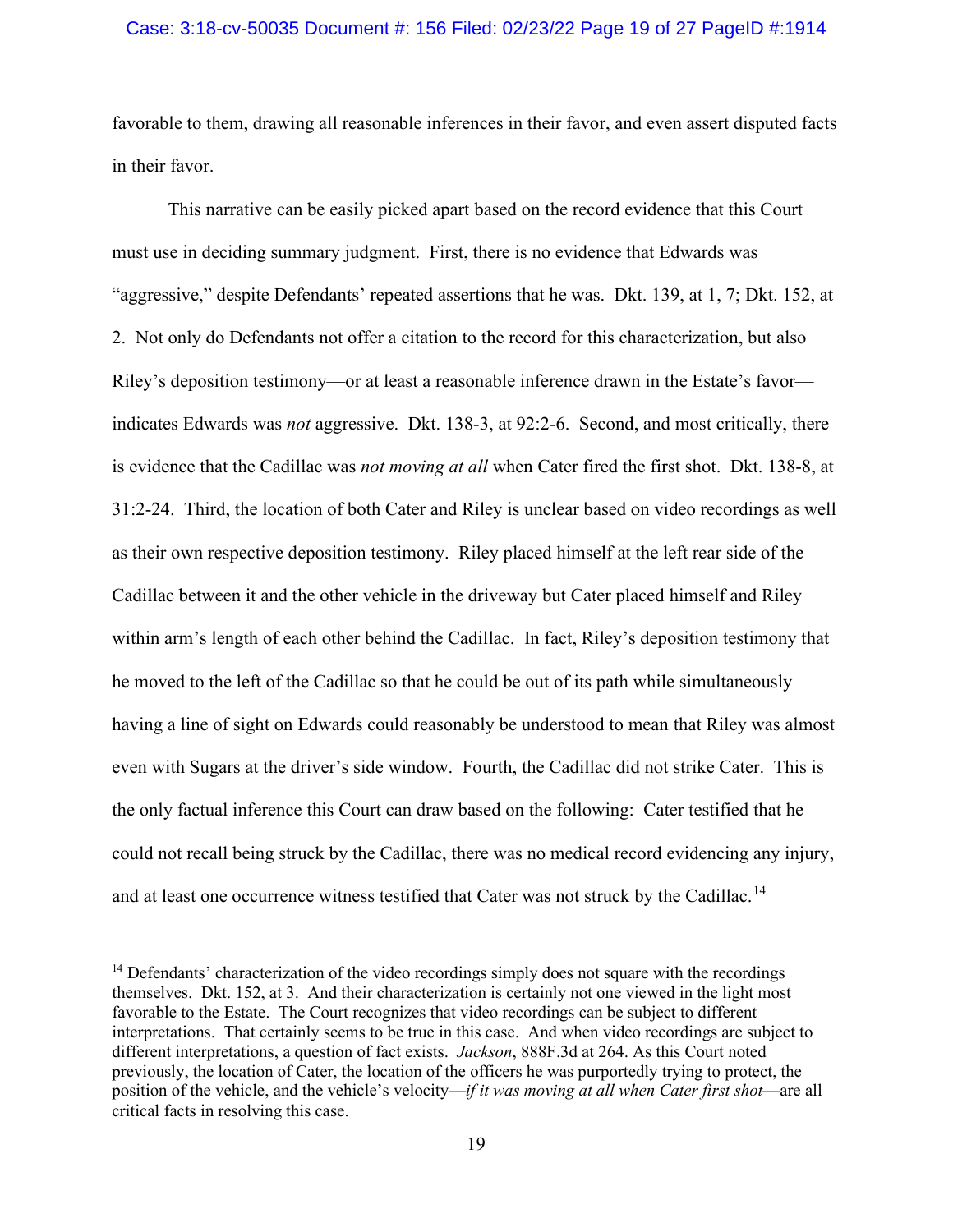favorable to them, drawing all reasonable inferences in their favor, and even assert disputed facts in their favor.

This narrative can be easily picked apart based on the record evidence that this Court must use in deciding summary judgment. First, there is no evidence that Edwards was "aggressive," despite Defendants' repeated assertions that he was. Dkt. 139, at 1, 7; Dkt. 152, at 2. Not only do Defendants not offer a citation to the record for this characterization, but also Riley's deposition testimony—or at least a reasonable inference drawn in the Estate's favor—indicates Edwards was *not* aggressive. Dkt. 138-3, at 92:2-6. Second, and most critically, there is evidence that the Cadillac was *not moving at all* when Cater fired the first shot. Dkt. 138-8, at 31:2-24. Third, the location of both Cater and Riley is unclear based on video recordings as well as their own respective deposition testimony. Riley placed himself at the left rear side of the Cadillac between it and the other vehicle in the driveway but Cater placed himself and Riley within arm's length of each other behind the Cadillac. In fact, Riley's deposition testimony that he moved to the left of the Cadillac so that he could be out of its path while simultaneously having a line of sight on Edwards could reasonably be understood to mean that Riley was almost even with Sugars at the driver's side window. Fourth, the Cadillac did not strike Cater. This is the only factual inference this Court can draw based on the following: Cater testified that he could not recall being struck by the Cadillac, there was no medical record evidencing any injury, and at least one occurrence witness testified that Cater was not struck by the Cadillac.[14]

---

[14] Defendants' characterization of the video recordings simply does not square with the recordings themselves. Dkt. 152, at 3. And their characterization is certainly not one viewed in the light most favorable to the Estate. The Court recognizes that video recordings can be subject to different interpretations. That certainly seems to be true in this case. And when video recordings are subject to different interpretations, a question of fact exists. *Jackson*, 888F.3d at 264. As this Court noted previously, the location of Cater, the location of the officers he was purportedly trying to protect, the position of the vehicle, and the vehicle's velocity—*if it was moving at all when Cater first shot*—are all critical facts in resolving this case.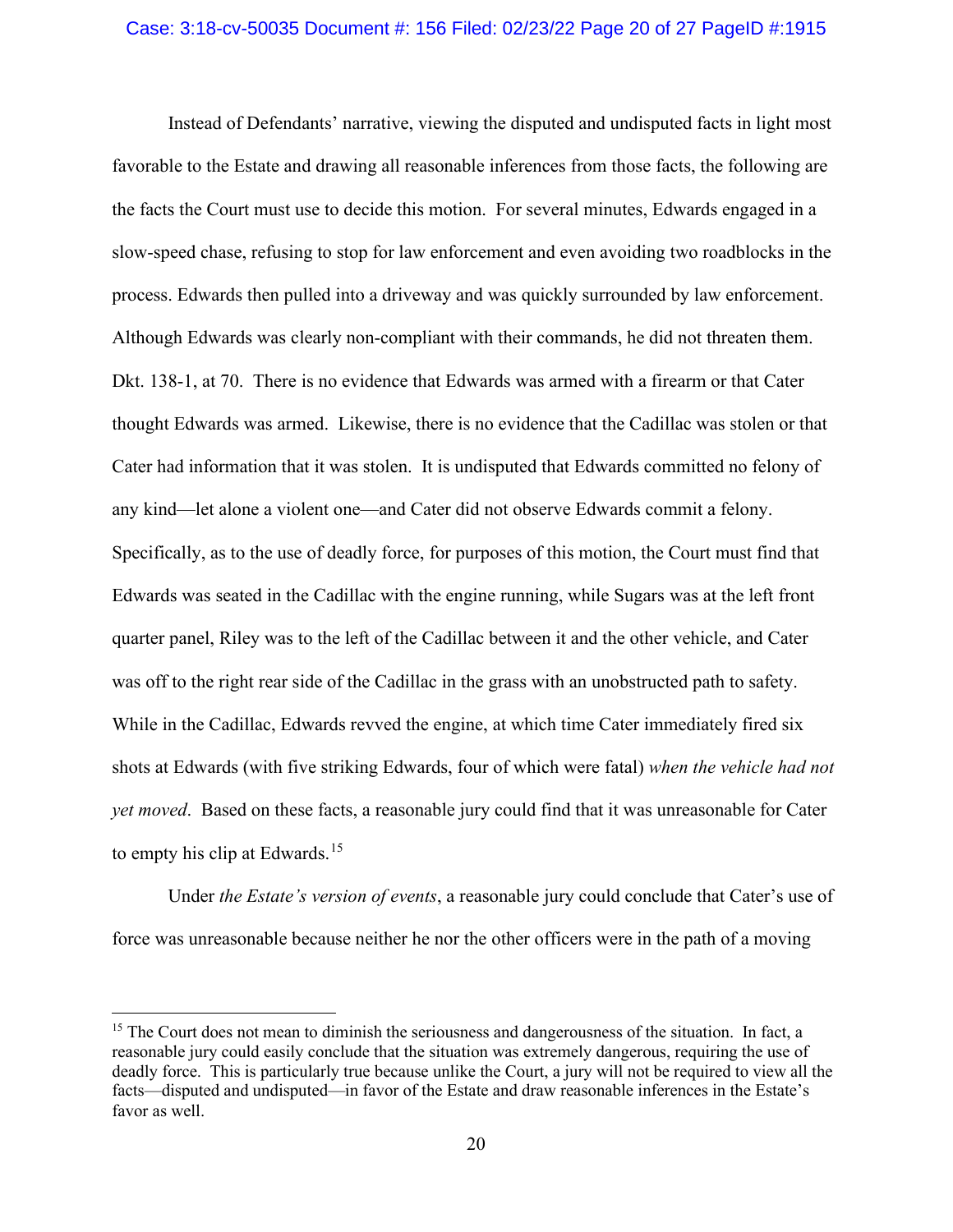Instead of Defendants' narrative, viewing the disputed and undisputed facts in light most favorable to the Estate and drawing all reasonable inferences from those facts, the following are the facts the Court must use to decide this motion. For several minutes, Edwards engaged in a slow-speed chase, refusing to stop for law enforcement and even avoiding two roadblocks in the process. Edwards then pulled into a driveway and was quickly surrounded by law enforcement. Although Edwards was clearly non-compliant with their commands, he did not threaten them. Dkt. 138-1, at 70. There is no evidence that Edwards was armed with a firearm or that Cater thought Edwards was armed. Likewise, there is no evidence that the Cadillac was stolen or that Cater had information that it was stolen. It is undisputed that Edwards committed no felony of any kind—let alone a violent one—and Cater did not observe Edwards commit a felony. Specifically, as to the use of deadly force, for purposes of this motion, the Court must find that Edwards was seated in the Cadillac with the engine running, while Sugars was at the left front quarter panel, Riley was to the left of the Cadillac between it and the other vehicle, and Cater was off to the right rear side of the Cadillac in the grass with an unobstructed path to safety. While in the Cadillac, Edwards revved the engine, at which time Cater immediately fired six shots at Edwards (with five striking Edwards, four of which were fatal) *when the vehicle had not yet moved*. Based on these facts, a reasonable jury could find that it was unreasonable for Cater to empty his clip at Edwards.[15]

Under *the Estate's version of events*, a reasonable jury could conclude that Cater's use of force was unreasonable because neither he nor the other officers were in the path of a moving

[15] The Court does not mean to diminish the seriousness and dangerousness of the situation. In fact, a reasonable jury could easily conclude that the situation was extremely dangerous, requiring the use of deadly force. This is particularly true because unlike the Court, a jury will not be required to view all the facts—disputed and undisputed—in favor of the Estate and draw reasonable inferences in the Estate's favor as well.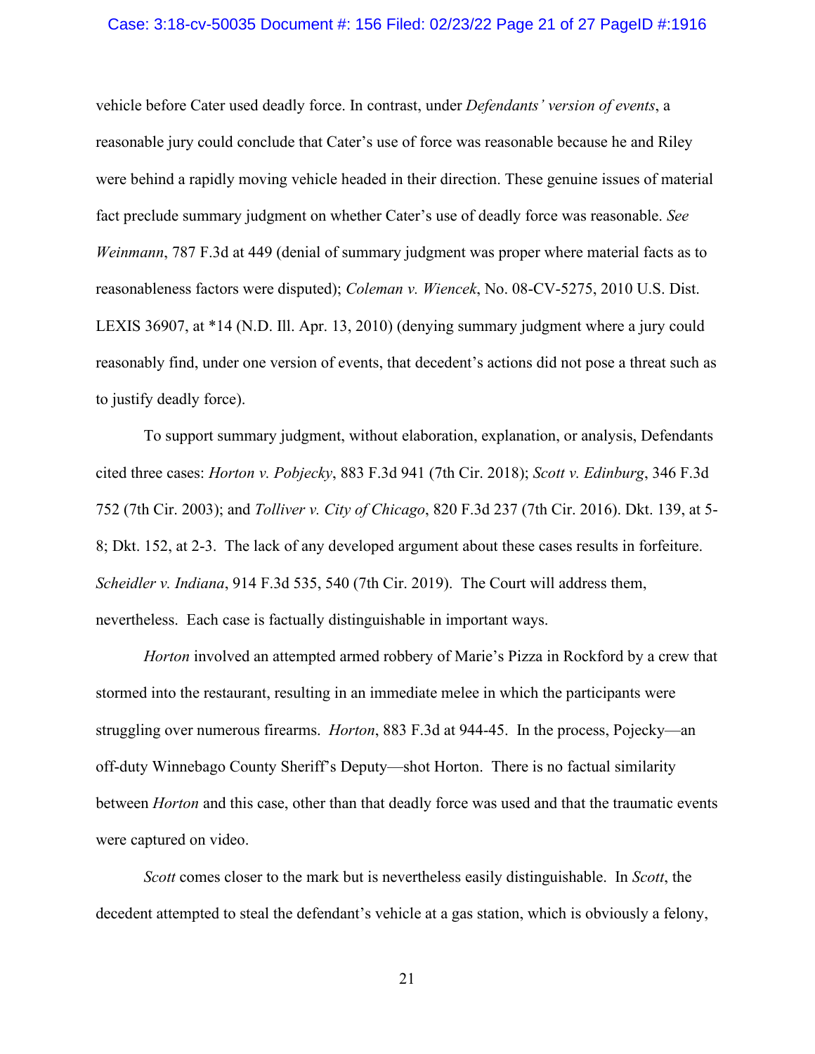vehicle before Cater used deadly force. In contrast, under *Defendants' version of events*, a reasonable jury could conclude that Cater's use of force was reasonable because he and Riley were behind a rapidly moving vehicle headed in their direction. These genuine issues of material fact preclude summary judgment on whether Cater's use of deadly force was reasonable. *See Weinmann*, 787 F.3d at 449 (denial of summary judgment was proper where material facts as to reasonableness factors were disputed); *Coleman v. Wiencek*, No. 08-CV-5275, 2010 U.S. Dist. LEXIS 36907, at *14 (N.D. Ill. Apr. 13, 2010) (denying summary judgment where a jury could reasonably find, under one version of events, that decedent's actions did not pose a threat such as to justify deadly force).

To support summary judgment, without elaboration, explanation, or analysis, Defendants cited three cases: *Horton v. Pobjecky*, 883 F.3d 941 (7th Cir. 2018); *Scott v. Edinburg*, 346 F.3d 752 (7th Cir. 2003); and *Tolliver v. City of Chicago*, 820 F.3d 237 (7th Cir. 2016). Dkt. 139, at 5-8; Dkt. 152, at 2-3. The lack of any developed argument about these cases results in forfeiture. *Scheidler v. Indiana*, 914 F.3d 535, 540 (7th Cir. 2019). The Court will address them, nevertheless. Each case is factually distinguishable in important ways.

*Horton* involved an attempted armed robbery of Marie's Pizza in Rockford by a crew that stormed into the restaurant, resulting in an immediate melee in which the participants were struggling over numerous firearms. *Horton*, 883 F.3d at 944-45. In the process, Pojecky—an off-duty Winnebago County Sheriff's Deputy—shot Horton. There is no factual similarity between *Horton* and this case, other than that deadly force was used and that the traumatic events were captured on video.

*Scott* comes closer to the mark but is nevertheless easily distinguishable. In *Scott*, the decedent attempted to steal the defendant's vehicle at a gas station, which is obviously a felony,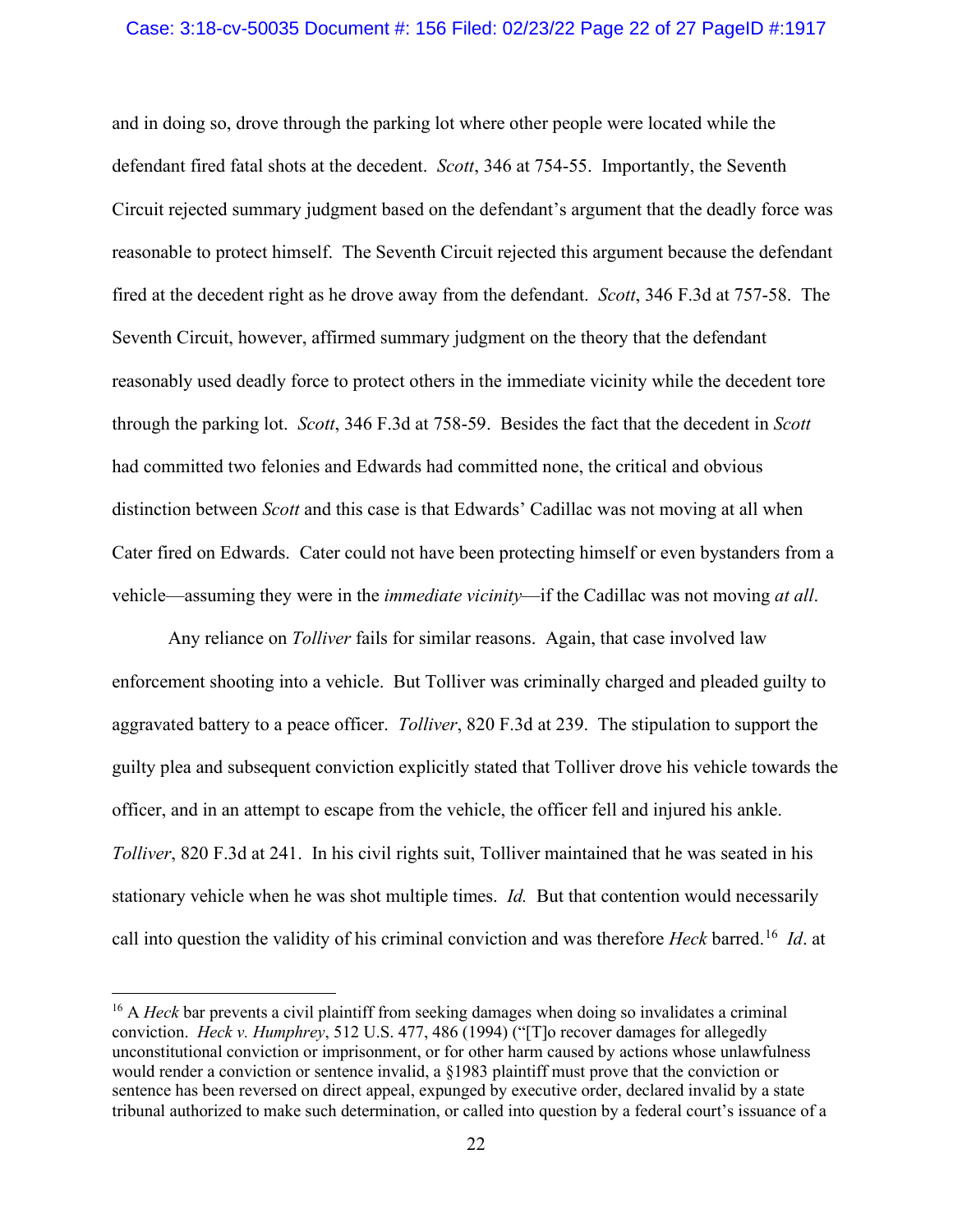and in doing so, drove through the parking lot where other people were located while the defendant fired fatal shots at the decedent. *Scott*, 346 at 754-55. Importantly, the Seventh Circuit rejected summary judgment based on the defendant's argument that the deadly force was reasonable to protect himself. The Seventh Circuit rejected this argument because the defendant fired at the decedent right as he drove away from the defendant. *Scott*, 346 F.3d at 757-58. The Seventh Circuit, however, affirmed summary judgment on the theory that the defendant reasonably used deadly force to protect others in the immediate vicinity while the decedent tore through the parking lot. *Scott*, 346 F.3d at 758-59. Besides the fact that the decedent in *Scott* had committed two felonies and Edwards had committed none, the critical and obvious distinction between *Scott* and this case is that Edwards' Cadillac was not moving at all when Cater fired on Edwards. Cater could not have been protecting himself or even bystanders from a vehicle—assuming they were in the *immediate vicinity*—if the Cadillac was not moving *at all*.

Any reliance on *Tolliver* fails for similar reasons. Again, that case involved law enforcement shooting into a vehicle. But Tolliver was criminally charged and pleaded guilty to aggravated battery to a peace officer. *Tolliver*, 820 F.3d at 239. The stipulation to support the guilty plea and subsequent conviction explicitly stated that Tolliver drove his vehicle towards the officer, and in an attempt to escape from the vehicle, the officer fell and injured his ankle. *Tolliver*, 820 F.3d at 241. In his civil rights suit, Tolliver maintained that he was seated in his stationary vehicle when he was shot multiple times. *Id.* But that contention would necessarily call into question the validity of his criminal conviction and was therefore *Heck* barred.[16] *Id*. at

---

[16] A *Heck* bar prevents a civil plaintiff from seeking damages when doing so invalidates a criminal conviction. *Heck v. Humphrey*, 512 U.S. 477, 486 (1994) ("[T]o recover damages for allegedly unconstitutional conviction or imprisonment, or for other harm caused by actions whose unlawfulness would render a conviction or sentence invalid, a §1983 plaintiff must prove that the conviction or sentence has been reversed on direct appeal, expunged by executive order, declared invalid by a state tribunal authorized to make such determination, or called into question by a federal court's issuance of a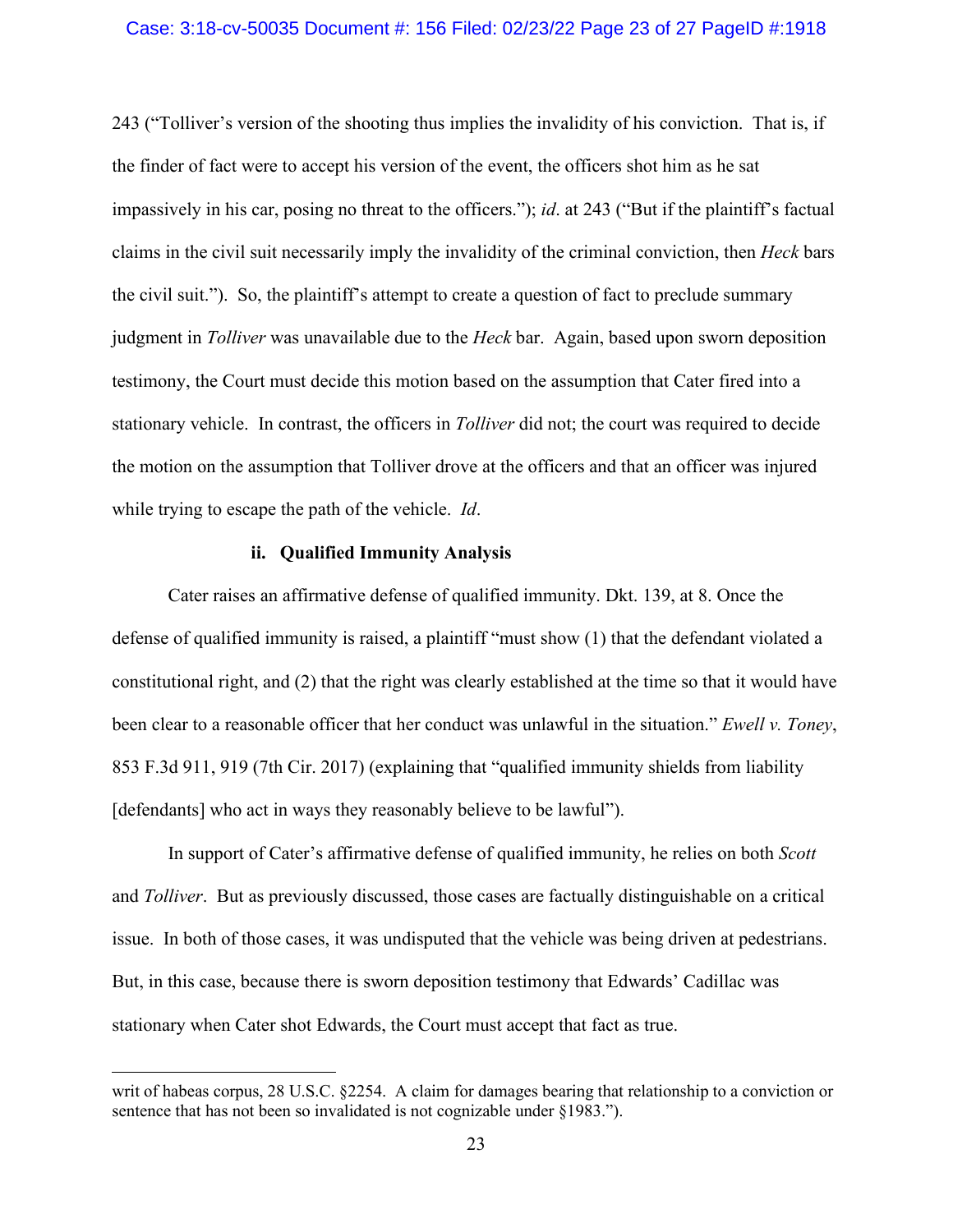243 ("Tolliver's version of the shooting thus implies the invalidity of his conviction. That is, if the finder of fact were to accept his version of the event, the officers shot him as he sat impassively in his car, posing no threat to the officers."); *id*. at 243 ("But if the plaintiff's factual claims in the civil suit necessarily imply the invalidity of the criminal conviction, then *Heck* bars the civil suit."). So, the plaintiff's attempt to create a question of fact to preclude summary judgment in *Tolliver* was unavailable due to the *Heck* bar. Again, based upon sworn deposition testimony, the Court must decide this motion based on the assumption that Cater fired into a stationary vehicle. In contrast, the officers in *Tolliver* did not; the court was required to decide the motion on the assumption that Tolliver drove at the officers and that an officer was injured while trying to escape the path of the vehicle. *Id*.

#### ii. Qualified Immunity Analysis

Cater raises an affirmative defense of qualified immunity. Dkt. 139, at 8. Once the defense of qualified immunity is raised, a plaintiff "must show (1) that the defendant violated a constitutional right, and (2) that the right was clearly established at the time so that it would have been clear to a reasonable officer that her conduct was unlawful in the situation." *Ewell v. Toney*, 853 F.3d 911, 919 (7th Cir. 2017) (explaining that "qualified immunity shields from liability [defendants] who act in ways they reasonably believe to be lawful").

In support of Cater's affirmative defense of qualified immunity, he relies on both *Scott* and *Tolliver*. But as previously discussed, those cases are factually distinguishable on a critical issue. In both of those cases, it was undisputed that the vehicle was being driven at pedestrians. But, in this case, because there is sworn deposition testimony that Edwards' Cadillac was stationary when Cater shot Edwards, the Court must accept that fact as true.

---

writ of habeas corpus, 28 U.S.C. §2254. A claim for damages bearing that relationship to a conviction or sentence that has not been so invalidated is not cognizable under §1983.").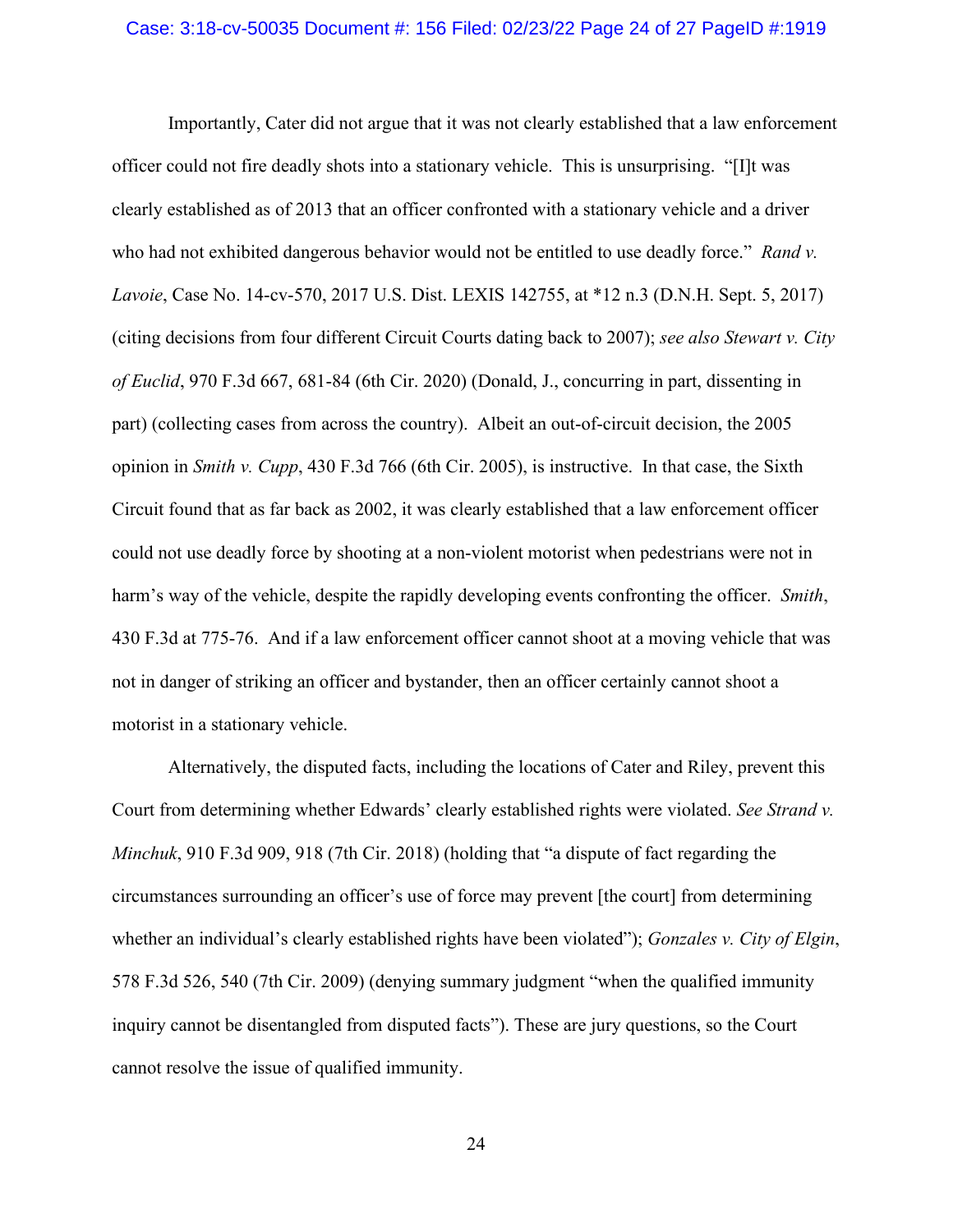Importantly, Cater did not argue that it was not clearly established that a law enforcement officer could not fire deadly shots into a stationary vehicle. This is unsurprising. "[I]t was clearly established as of 2013 that an officer confronted with a stationary vehicle and a driver who had not exhibited dangerous behavior would not be entitled to use deadly force." *Rand v. Lavoie*, Case No. 14-cv-570, 2017 U.S. Dist. LEXIS 142755, at *12 n.3 (D.N.H. Sept. 5, 2017) (citing decisions from four different Circuit Courts dating back to 2007); *see also Stewart v. City of Euclid*, 970 F.3d 667, 681-84 (6th Cir. 2020) (Donald, J., concurring in part, dissenting in part) (collecting cases from across the country). Albeit an out-of-circuit decision, the 2005 opinion in *Smith v. Cupp*, 430 F.3d 766 (6th Cir. 2005), is instructive. In that case, the Sixth Circuit found that as far back as 2002, it was clearly established that a law enforcement officer could not use deadly force by shooting at a non-violent motorist when pedestrians were not in harm's way of the vehicle, despite the rapidly developing events confronting the officer. *Smith*, 430 F.3d at 775-76. And if a law enforcement officer cannot shoot at a moving vehicle that was not in danger of striking an officer and bystander, then an officer certainly cannot shoot a motorist in a stationary vehicle.

Alternatively, the disputed facts, including the locations of Cater and Riley, prevent this Court from determining whether Edwards' clearly established rights were violated. *See Strand v. Minchuk*, 910 F.3d 909, 918 (7th Cir. 2018) (holding that "a dispute of fact regarding the circumstances surrounding an officer's use of force may prevent [the court] from determining whether an individual's clearly established rights have been violated"); *Gonzales v. City of Elgin*, 578 F.3d 526, 540 (7th Cir. 2009) (denying summary judgment "when the qualified immunity inquiry cannot be disentangled from disputed facts"). These are jury questions, so the Court cannot resolve the issue of qualified immunity.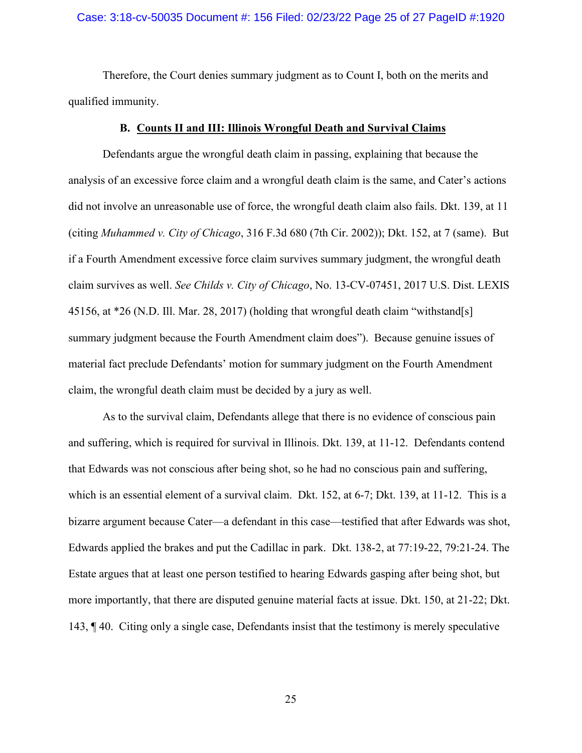Therefore, the Court denies summary judgment as to Count I, both on the merits and qualified immunity.

### B. **Counts II and III: Illinois Wrongful Death and Survival Claims**

Defendants argue the wrongful death claim in passing, explaining that because the analysis of an excessive force claim and a wrongful death claim is the same, and Cater's actions did not involve an unreasonable use of force, the wrongful death claim also fails. Dkt. 139, at 11 (citing *Muhammed v. City of Chicago*, 316 F.3d 680 (7th Cir. 2002)); Dkt. 152, at 7 (same). But if a Fourth Amendment excessive force claim survives summary judgment, the wrongful death claim survives as well. *See Childs v. City of Chicago*, No. 13-CV-07451, 2017 U.S. Dist. LEXIS 45156, at *26 (N.D. Ill. Mar. 28, 2017) (holding that wrongful death claim "withstand[s] summary judgment because the Fourth Amendment claim does"). Because genuine issues of material fact preclude Defendants' motion for summary judgment on the Fourth Amendment claim, the wrongful death claim must be decided by a jury as well.

As to the survival claim, Defendants allege that there is no evidence of conscious pain and suffering, which is required for survival in Illinois. Dkt. 139, at 11-12. Defendants contend that Edwards was not conscious after being shot, so he had no conscious pain and suffering, which is an essential element of a survival claim. Dkt. 152, at 6-7; Dkt. 139, at 11-12. This is a bizarre argument because Cater—a defendant in this case—testified that after Edwards was shot, Edwards applied the brakes and put the Cadillac in park. Dkt. 138-2, at 77:19-22, 79:21-24. The Estate argues that at least one person testified to hearing Edwards gasping after being shot, but more importantly, that there are disputed genuine material facts at issue. Dkt. 150, at 21-22; Dkt. 143, ¶ 40. Citing only a single case, Defendants insist that the testimony is merely speculative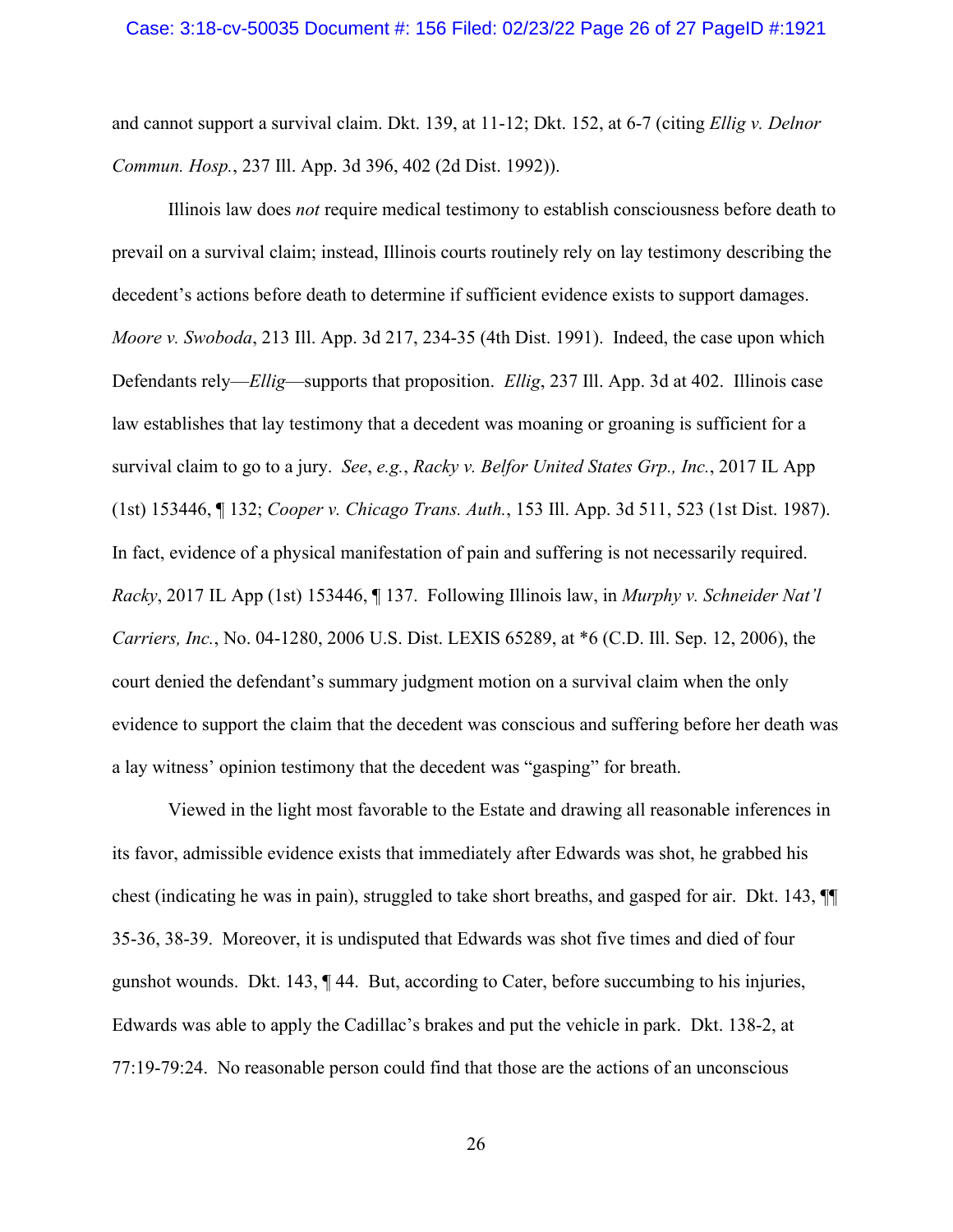and cannot support a survival claim. Dkt. 139, at 11-12; Dkt. 152, at 6-7 (citing *Ellig v. Delnor Commun. Hosp.*, 237 Ill. App. 3d 396, 402 (2d Dist. 1992)).

Illinois law does *not* require medical testimony to establish consciousness before death to prevail on a survival claim; instead, Illinois courts routinely rely on lay testimony describing the decedent's actions before death to determine if sufficient evidence exists to support damages. *Moore v. Swoboda*, 213 Ill. App. 3d 217, 234-35 (4th Dist. 1991). Indeed, the case upon which Defendants rely—*Ellig*—supports that proposition. *Ellig*, 237 Ill. App. 3d at 402. Illinois case law establishes that lay testimony that a decedent was moaning or groaning is sufficient for a survival claim to go to a jury. *See*, *e.g.*, *Racky v. Belfor United States Grp., Inc.*, 2017 IL App (1st) 153446, ¶ 132; *Cooper v. Chicago Trans. Auth.*, 153 Ill. App. 3d 511, 523 (1st Dist. 1987). In fact, evidence of a physical manifestation of pain and suffering is not necessarily required. *Racky*, 2017 IL App (1st) 153446, ¶ 137. Following Illinois law, in *Murphy v. Schneider Nat'l Carriers, Inc.*, No. 04-1280, 2006 U.S. Dist. LEXIS 65289, at *6 (C.D. Ill. Sep. 12, 2006), the court denied the defendant's summary judgment motion on a survival claim when the only evidence to support the claim that the decedent was conscious and suffering before her death was a lay witness' opinion testimony that the decedent was "gasping" for breath.

Viewed in the light most favorable to the Estate and drawing all reasonable inferences in its favor, admissible evidence exists that immediately after Edwards was shot, he grabbed his chest (indicating he was in pain), struggled to take short breaths, and gasped for air. Dkt. 143, ¶¶ 35-36, 38-39. Moreover, it is undisputed that Edwards was shot five times and died of four gunshot wounds. Dkt. 143, ¶ 44. But, according to Cater, before succumbing to his injuries, Edwards was able to apply the Cadillac's brakes and put the vehicle in park. Dkt. 138-2, at 77:19-79:24. No reasonable person could find that those are the actions of an unconscious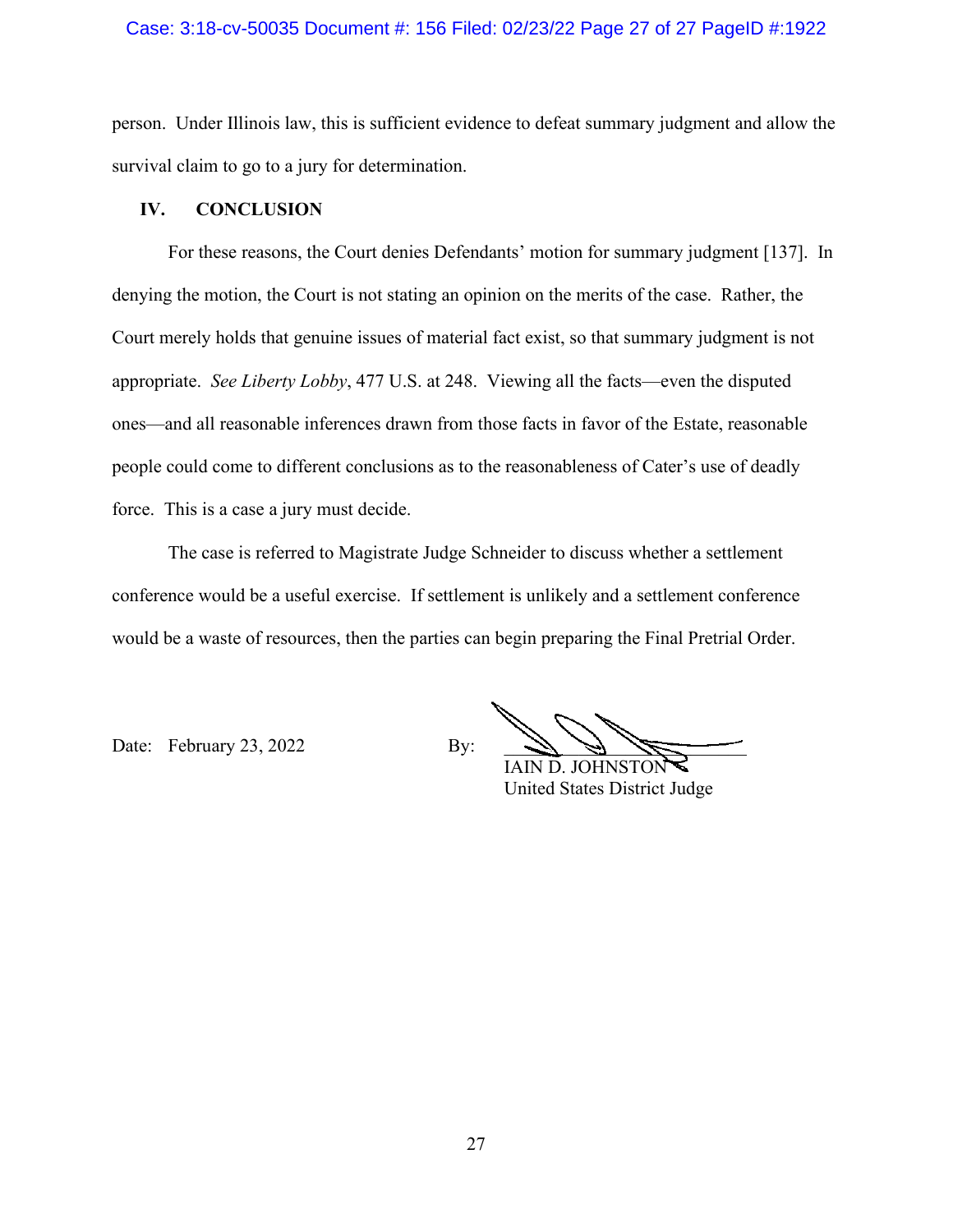person. Under Illinois law, this is sufficient evidence to defeat summary judgment and allow the survival claim to go to a jury for determination.

## IV. CONCLUSION

For these reasons, the Court denies Defendants' motion for summary judgment [137]. In denying the motion, the Court is not stating an opinion on the merits of the case. Rather, the Court merely holds that genuine issues of material fact exist, so that summary judgment is not appropriate. *See Liberty Lobby*, 477 U.S. at 248. Viewing all the facts—even the disputed ones—and all reasonable inferences drawn from those facts in favor of the Estate, reasonable people could come to different conclusions as to the reasonableness of Cater's use of deadly force. This is a case a jury must decide.

The case is referred to Magistrate Judge Schneider to discuss whether a settlement conference would be a useful exercise. If settlement is unlikely and a settlement conference would be a waste of resources, then the parties can begin preparing the Final Pretrial Order.

Date: February 23, 2022

By: ______________________
IAIN D. JOHNSTON
United States District Judge